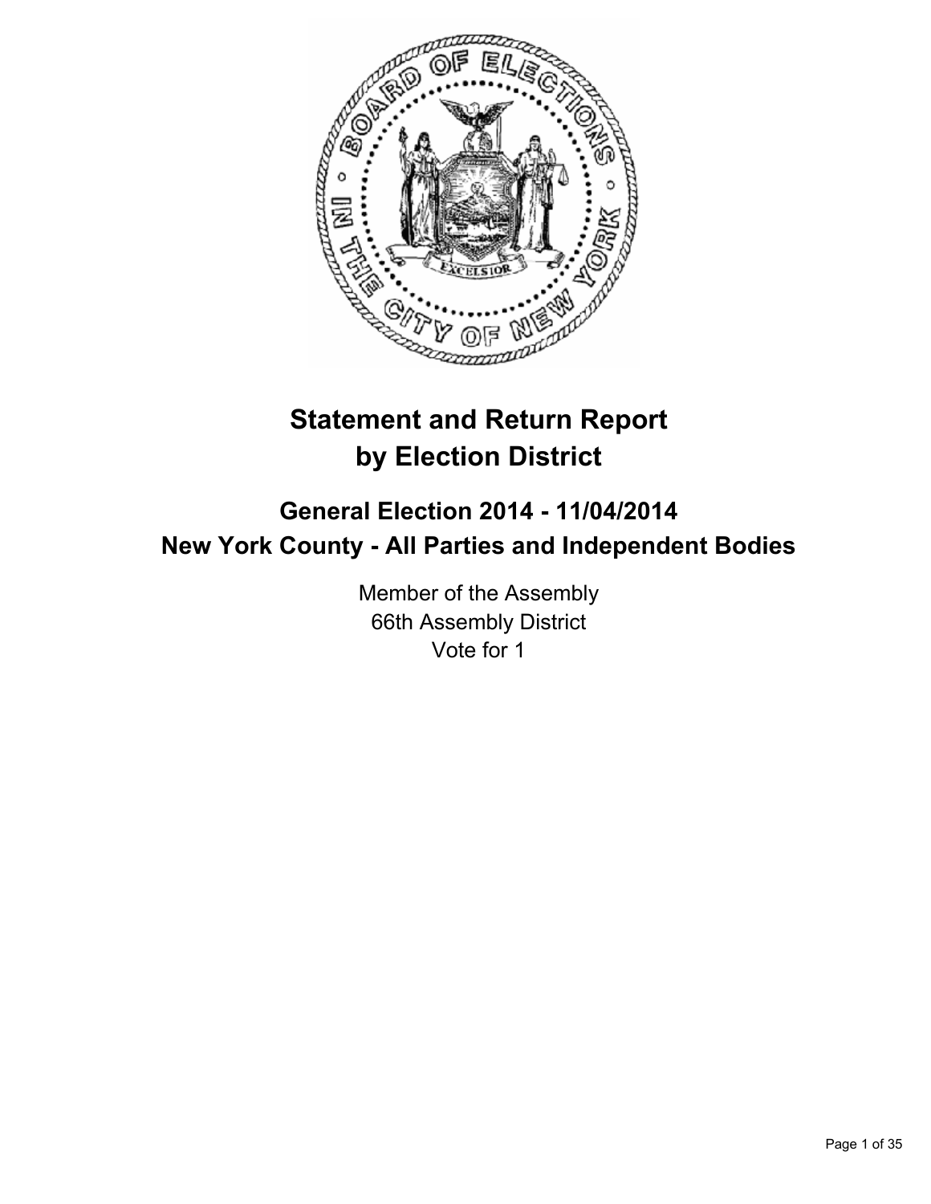# Statement and Return Report by Election District

## General Election 2014 - 11/04/2014
## New York County - All Parties and Independent Bodies

Member of the Assembly
66th Assembly District
Vote for 1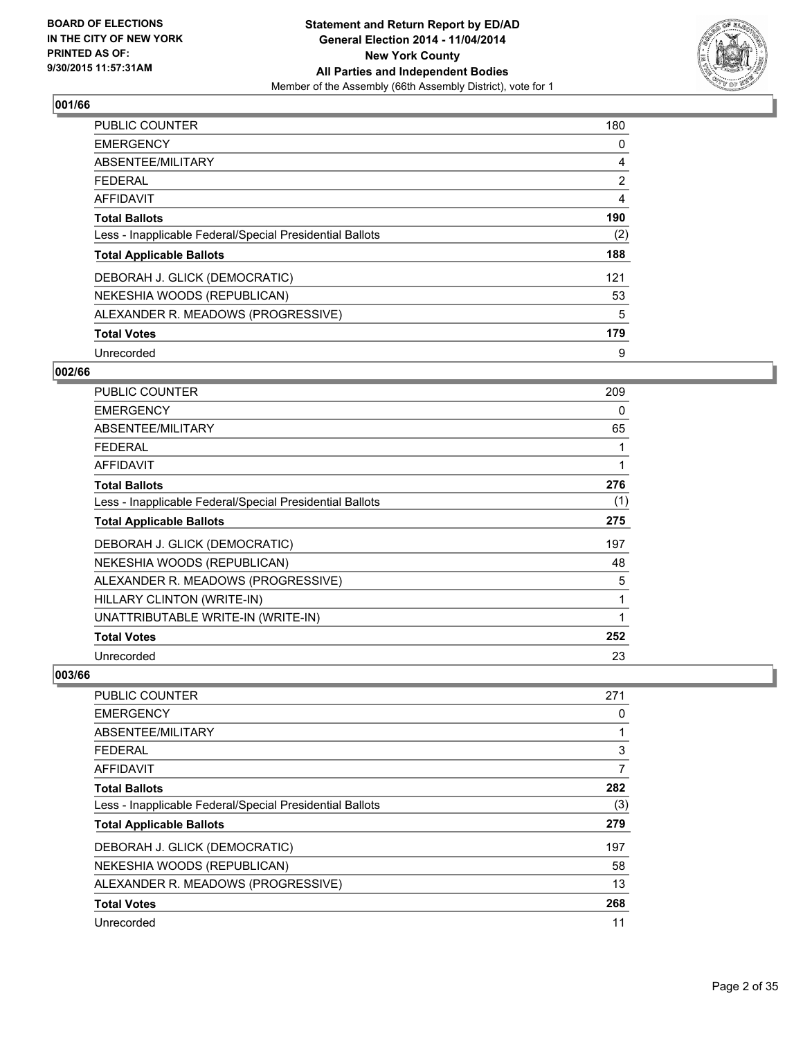**Statement and Return Report by ED/AD**
**General Election 2014 - 11/04/2014**
**New York County**
**All Parties and Independent Bodies**
Member of the Assembly (66th Assembly District), vote for 1

BOARD OF ELECTIONS
IN THE CITY OF NEW YORK
PRINTED AS OF:
9/30/2015 11:57:31AM

### 001/66

| | |
|---|---|
| PUBLIC COUNTER | 180 |
| EMERGENCY | 0 |
| ABSENTEE/MILITARY | 4 |
| FEDERAL | 2 |
| AFFIDAVIT | 4 |
| **Total Ballots** | **190** |
| Less - Inapplicable Federal/Special Presidential Ballots | (2) |
| **Total Applicable Ballots** | **188** |
| DEBORAH J. GLICK (DEMOCRATIC) | 121 |
| NEKESHIA WOODS (REPUBLICAN) | 53 |
| ALEXANDER R. MEADOWS (PROGRESSIVE) | 5 |
| **Total Votes** | **179** |
| Unrecorded | 9 |

### 002/66

| | |
|---|---|
| PUBLIC COUNTER | 209 |
| EMERGENCY | 0 |
| ABSENTEE/MILITARY | 65 |
| FEDERAL | 1 |
| AFFIDAVIT | 1 |
| **Total Ballots** | **276** |
| Less - Inapplicable Federal/Special Presidential Ballots | (1) |
| **Total Applicable Ballots** | **275** |
| DEBORAH J. GLICK (DEMOCRATIC) | 197 |
| NEKESHIA WOODS (REPUBLICAN) | 48 |
| ALEXANDER R. MEADOWS (PROGRESSIVE) | 5 |
| HILLARY CLINTON (WRITE-IN) | 1 |
| UNATTRIBUTABLE WRITE-IN (WRITE-IN) | 1 |
| **Total Votes** | **252** |
| Unrecorded | 23 |

### 003/66

| | |
|---|---|
| PUBLIC COUNTER | 271 |
| EMERGENCY | 0 |
| ABSENTEE/MILITARY | 1 |
| FEDERAL | 3 |
| AFFIDAVIT | 7 |
| **Total Ballots** | **282** |
| Less - Inapplicable Federal/Special Presidential Ballots | (3) |
| **Total Applicable Ballots** | **279** |
| DEBORAH J. GLICK (DEMOCRATIC) | 197 |
| NEKESHIA WOODS (REPUBLICAN) | 58 |
| ALEXANDER R. MEADOWS (PROGRESSIVE) | 13 |
| **Total Votes** | **268** |
| Unrecorded | 11 |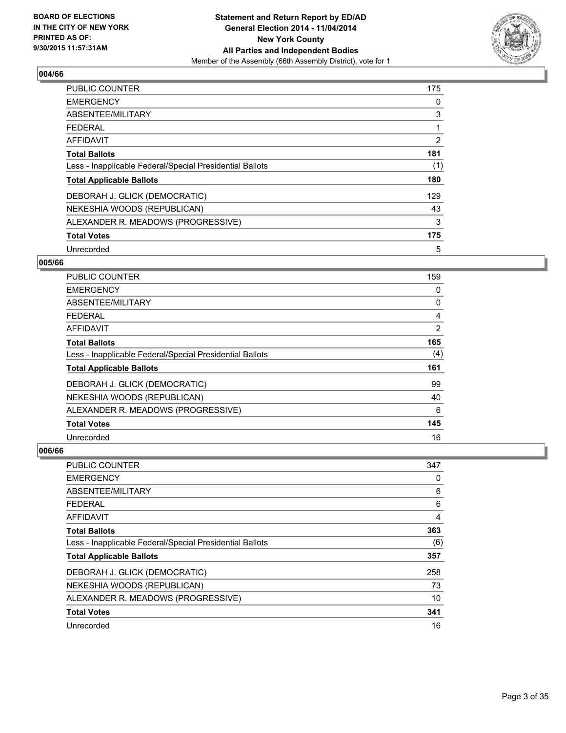**BOARD OF ELECTIONS IN THE CITY OF NEW YORK PRINTED AS OF: 9/30/2015 11:57:31AM**

**Statement and Return Report by ED/AD General Election 2014 - 11/04/2014 New York County All Parties and Independent Bodies**

Member of the Assembly (66th Assembly District), vote for 1

### 004/66

| | |
|---|---|
| PUBLIC COUNTER | 175 |
| EMERGENCY | 0 |
| ABSENTEE/MILITARY | 3 |
| FEDERAL | 1 |
| AFFIDAVIT | 2 |
| **Total Ballots** | **181** |
| Less - Inapplicable Federal/Special Presidential Ballots | (1) |
| **Total Applicable Ballots** | **180** |
| DEBORAH J. GLICK (DEMOCRATIC) | 129 |
| NEKESHIA WOODS (REPUBLICAN) | 43 |
| ALEXANDER R. MEADOWS (PROGRESSIVE) | 3 |
| **Total Votes** | **175** |
| Unrecorded | 5 |

### 005/66

| | |
|---|---|
| PUBLIC COUNTER | 159 |
| EMERGENCY | 0 |
| ABSENTEE/MILITARY | 0 |
| FEDERAL | 4 |
| AFFIDAVIT | 2 |
| **Total Ballots** | **165** |
| Less - Inapplicable Federal/Special Presidential Ballots | (4) |
| **Total Applicable Ballots** | **161** |
| DEBORAH J. GLICK (DEMOCRATIC) | 99 |
| NEKESHIA WOODS (REPUBLICAN) | 40 |
| ALEXANDER R. MEADOWS (PROGRESSIVE) | 6 |
| **Total Votes** | **145** |
| Unrecorded | 16 |

### 006/66

| | |
|---|---|
| PUBLIC COUNTER | 347 |
| EMERGENCY | 0 |
| ABSENTEE/MILITARY | 6 |
| FEDERAL | 6 |
| AFFIDAVIT | 4 |
| **Total Ballots** | **363** |
| Less - Inapplicable Federal/Special Presidential Ballots | (6) |
| **Total Applicable Ballots** | **357** |
| DEBORAH J. GLICK (DEMOCRATIC) | 258 |
| NEKESHIA WOODS (REPUBLICAN) | 73 |
| ALEXANDER R. MEADOWS (PROGRESSIVE) | 10 |
| **Total Votes** | **341** |
| Unrecorded | 16 |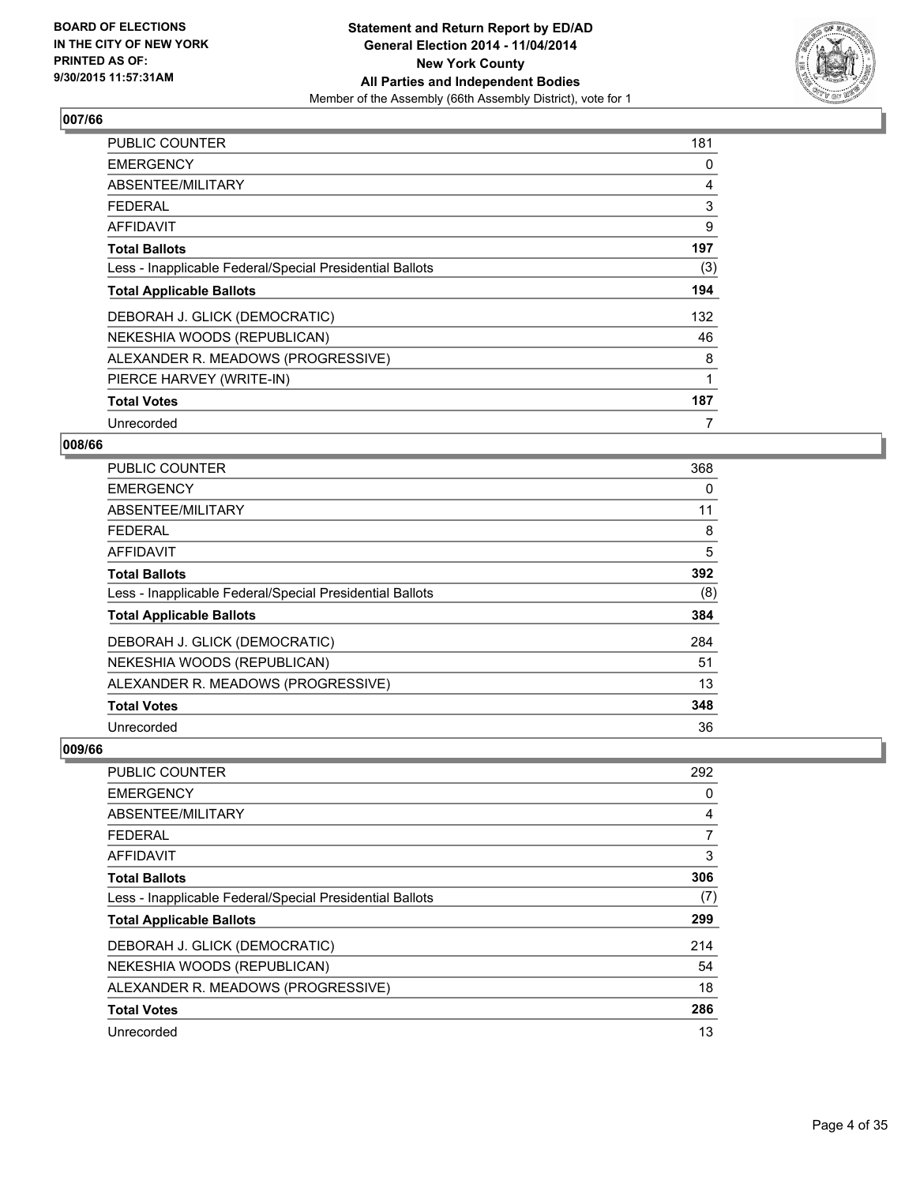**BOARD OF ELECTIONS IN THE CITY OF NEW YORK PRINTED AS OF: 9/30/2015 11:57:31AM**

**Statement and Return Report by ED/AD**
**General Election 2014 - 11/04/2014**
**New York County**
**All Parties and Independent Bodies**
Member of the Assembly (66th Assembly District), vote for 1

### 007/66

| | |
|---|---|
| PUBLIC COUNTER | 181 |
| EMERGENCY | 0 |
| ABSENTEE/MILITARY | 4 |
| FEDERAL | 3 |
| AFFIDAVIT | 9 |
| **Total Ballots** | **197** |
| Less - Inapplicable Federal/Special Presidential Ballots | (3) |
| **Total Applicable Ballots** | **194** |
| DEBORAH J. GLICK (DEMOCRATIC) | 132 |
| NEKESHIA WOODS (REPUBLICAN) | 46 |
| ALEXANDER R. MEADOWS (PROGRESSIVE) | 8 |
| PIERCE HARVEY (WRITE-IN) | 1 |
| **Total Votes** | **187** |
| Unrecorded | 7 |

### 008/66

| | |
|---|---|
| PUBLIC COUNTER | 368 |
| EMERGENCY | 0 |
| ABSENTEE/MILITARY | 11 |
| FEDERAL | 8 |
| AFFIDAVIT | 5 |
| **Total Ballots** | **392** |
| Less - Inapplicable Federal/Special Presidential Ballots | (8) |
| **Total Applicable Ballots** | **384** |
| DEBORAH J. GLICK (DEMOCRATIC) | 284 |
| NEKESHIA WOODS (REPUBLICAN) | 51 |
| ALEXANDER R. MEADOWS (PROGRESSIVE) | 13 |
| **Total Votes** | **348** |
| Unrecorded | 36 |

### 009/66

| | |
|---|---|
| PUBLIC COUNTER | 292 |
| EMERGENCY | 0 |
| ABSENTEE/MILITARY | 4 |
| FEDERAL | 7 |
| AFFIDAVIT | 3 |
| **Total Ballots** | **306** |
| Less - Inapplicable Federal/Special Presidential Ballots | (7) |
| **Total Applicable Ballots** | **299** |
| DEBORAH J. GLICK (DEMOCRATIC) | 214 |
| NEKESHIA WOODS (REPUBLICAN) | 54 |
| ALEXANDER R. MEADOWS (PROGRESSIVE) | 18 |
| **Total Votes** | **286** |
| Unrecorded | 13 |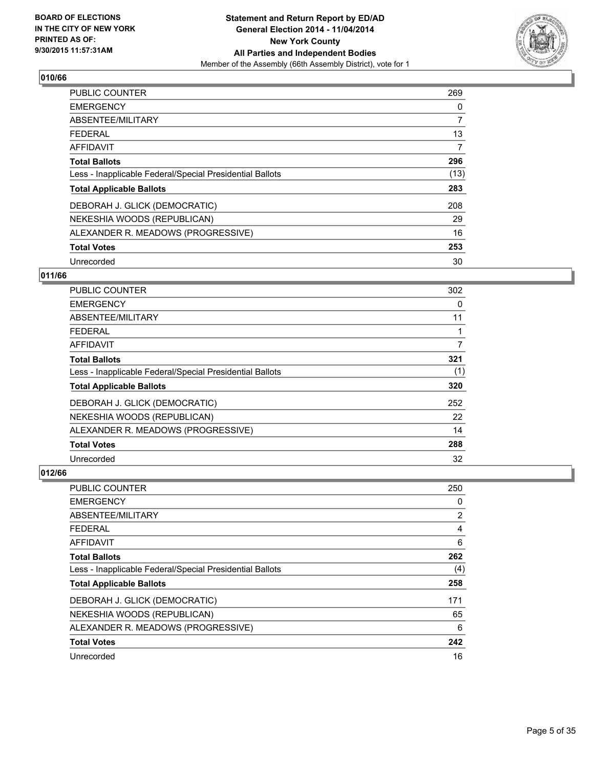## 010/66

| | |
|---|---|
| PUBLIC COUNTER | 269 |
| EMERGENCY | 0 |
| ABSENTEE/MILITARY | 7 |
| FEDERAL | 13 |
| AFFIDAVIT | 7 |
| **Total Ballots** | **296** |
| Less - Inapplicable Federal/Special Presidential Ballots | (13) |
| **Total Applicable Ballots** | **283** |
| DEBORAH J. GLICK (DEMOCRATIC) | 208 |
| NEKESHIA WOODS (REPUBLICAN) | 29 |
| ALEXANDER R. MEADOWS (PROGRESSIVE) | 16 |
| **Total Votes** | **253** |
| Unrecorded | 30 |

## 011/66

| | |
|---|---|
| PUBLIC COUNTER | 302 |
| EMERGENCY | 0 |
| ABSENTEE/MILITARY | 11 |
| FEDERAL | 1 |
| AFFIDAVIT | 7 |
| **Total Ballots** | **321** |
| Less - Inapplicable Federal/Special Presidential Ballots | (1) |
| **Total Applicable Ballots** | **320** |
| DEBORAH J. GLICK (DEMOCRATIC) | 252 |
| NEKESHIA WOODS (REPUBLICAN) | 22 |
| ALEXANDER R. MEADOWS (PROGRESSIVE) | 14 |
| **Total Votes** | **288** |
| Unrecorded | 32 |

## 012/66

| | |
|---|---|
| PUBLIC COUNTER | 250 |
| EMERGENCY | 0 |
| ABSENTEE/MILITARY | 2 |
| FEDERAL | 4 |
| AFFIDAVIT | 6 |
| **Total Ballots** | **262** |
| Less - Inapplicable Federal/Special Presidential Ballots | (4) |
| **Total Applicable Ballots** | **258** |
| DEBORAH J. GLICK (DEMOCRATIC) | 171 |
| NEKESHIA WOODS (REPUBLICAN) | 65 |
| ALEXANDER R. MEADOWS (PROGRESSIVE) | 6 |
| **Total Votes** | **242** |
| Unrecorded | 16 |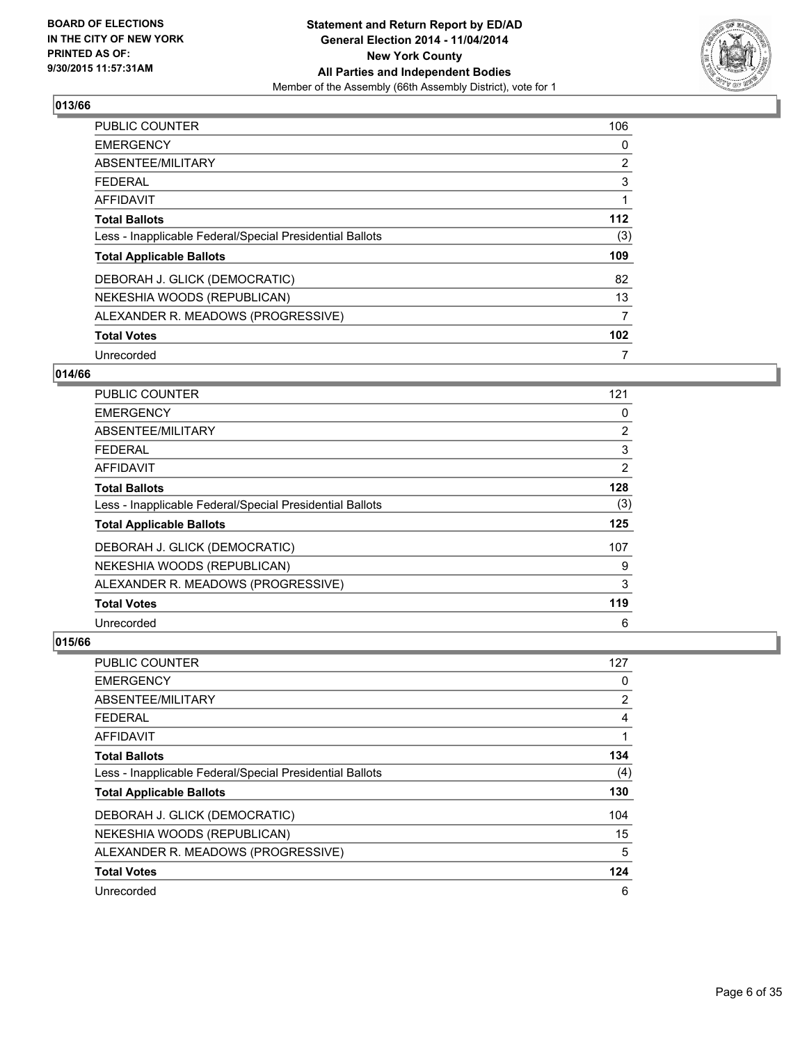**BOARD OF ELECTIONS IN THE CITY OF NEW YORK PRINTED AS OF: 9/30/2015 11:57:31AM**

**Statement and Return Report by ED/AD General Election 2014 - 11/04/2014 New York County All Parties and Independent Bodies**
Member of the Assembly (66th Assembly District), vote for 1

## 013/66

| | |
|---|---|
| PUBLIC COUNTER | 106 |
| EMERGENCY | 0 |
| ABSENTEE/MILITARY | 2 |
| FEDERAL | 3 |
| AFFIDAVIT | 1 |
| **Total Ballots** | **112** |
| Less - Inapplicable Federal/Special Presidential Ballots | (3) |
| **Total Applicable Ballots** | **109** |
| DEBORAH J. GLICK (DEMOCRATIC) | 82 |
| NEKESHIA WOODS (REPUBLICAN) | 13 |
| ALEXANDER R. MEADOWS (PROGRESSIVE) | 7 |
| **Total Votes** | **102** |
| Unrecorded | 7 |

## 014/66

| | |
|---|---|
| PUBLIC COUNTER | 121 |
| EMERGENCY | 0 |
| ABSENTEE/MILITARY | 2 |
| FEDERAL | 3 |
| AFFIDAVIT | 2 |
| **Total Ballots** | **128** |
| Less - Inapplicable Federal/Special Presidential Ballots | (3) |
| **Total Applicable Ballots** | **125** |
| DEBORAH J. GLICK (DEMOCRATIC) | 107 |
| NEKESHIA WOODS (REPUBLICAN) | 9 |
| ALEXANDER R. MEADOWS (PROGRESSIVE) | 3 |
| **Total Votes** | **119** |
| Unrecorded | 6 |

## 015/66

| | |
|---|---|
| PUBLIC COUNTER | 127 |
| EMERGENCY | 0 |
| ABSENTEE/MILITARY | 2 |
| FEDERAL | 4 |
| AFFIDAVIT | 1 |
| **Total Ballots** | **134** |
| Less - Inapplicable Federal/Special Presidential Ballots | (4) |
| **Total Applicable Ballots** | **130** |
| DEBORAH J. GLICK (DEMOCRATIC) | 104 |
| NEKESHIA WOODS (REPUBLICAN) | 15 |
| ALEXANDER R. MEADOWS (PROGRESSIVE) | 5 |
| **Total Votes** | **124** |
| Unrecorded | 6 |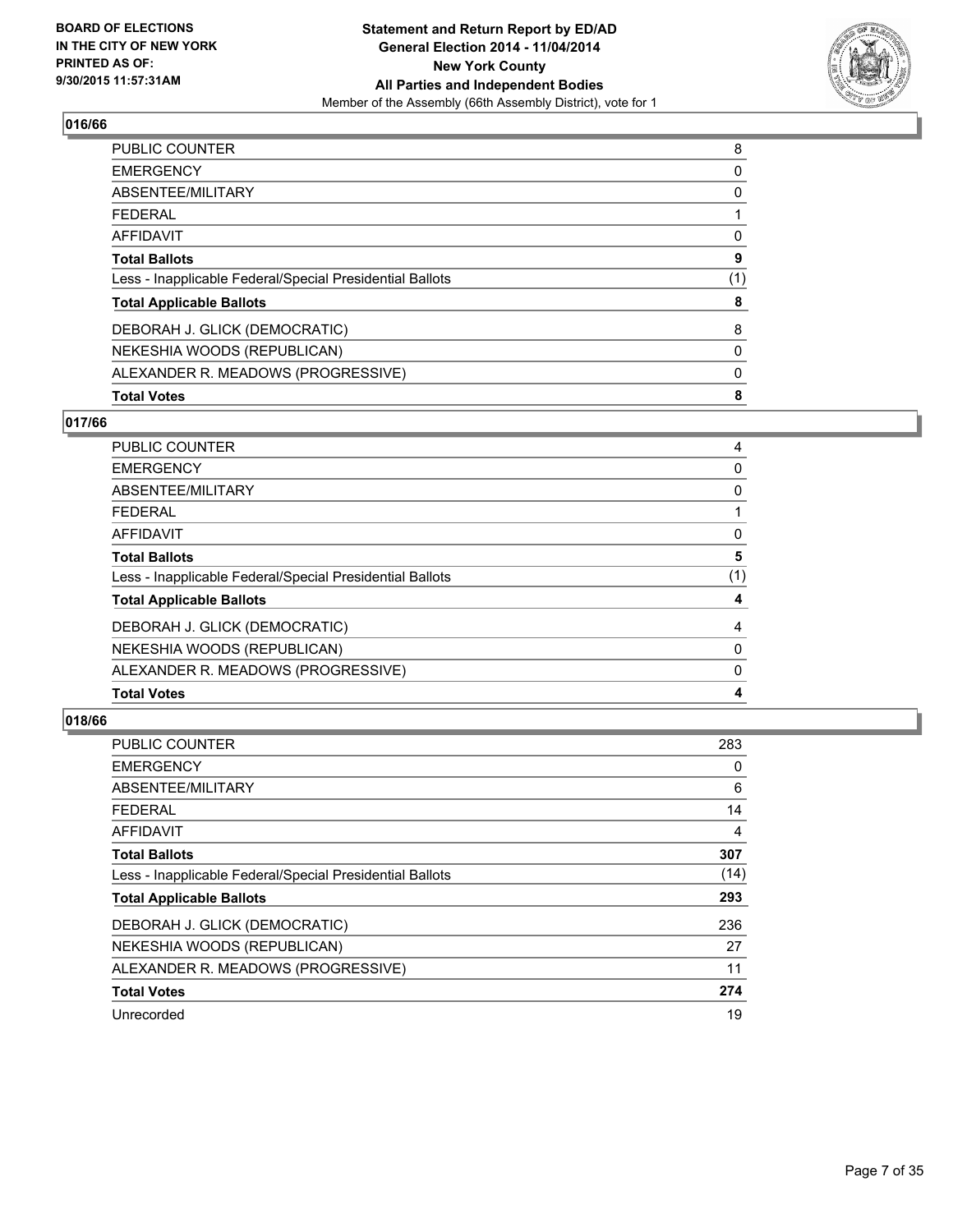**BOARD OF ELECTIONS IN THE CITY OF NEW YORK PRINTED AS OF: 9/30/2015 11:57:31AM**

**Statement and Return Report by ED/AD General Election 2014 - 11/04/2014 New York County All Parties and Independent Bodies**

Member of the Assembly (66th Assembly District), vote for 1

## 016/66

| | |
|---|---|
| PUBLIC COUNTER | 8 |
| EMERGENCY | 0 |
| ABSENTEE/MILITARY | 0 |
| FEDERAL | 1 |
| AFFIDAVIT | 0 |
| **Total Ballots** | **9** |
| Less - Inapplicable Federal/Special Presidential Ballots | (1) |
| **Total Applicable Ballots** | **8** |
| DEBORAH J. GLICK (DEMOCRATIC) | 8 |
| NEKESHIA WOODS (REPUBLICAN) | 0 |
| ALEXANDER R. MEADOWS (PROGRESSIVE) | 0 |
| **Total Votes** | **8** |

## 017/66

| | |
|---|---|
| PUBLIC COUNTER | 4 |
| EMERGENCY | 0 |
| ABSENTEE/MILITARY | 0 |
| FEDERAL | 1 |
| AFFIDAVIT | 0 |
| **Total Ballots** | **5** |
| Less - Inapplicable Federal/Special Presidential Ballots | (1) |
| **Total Applicable Ballots** | **4** |
| DEBORAH J. GLICK (DEMOCRATIC) | 4 |
| NEKESHIA WOODS (REPUBLICAN) | 0 |
| ALEXANDER R. MEADOWS (PROGRESSIVE) | 0 |
| **Total Votes** | **4** |

## 018/66

| | |
|---|---|
| PUBLIC COUNTER | 283 |
| EMERGENCY | 0 |
| ABSENTEE/MILITARY | 6 |
| FEDERAL | 14 |
| AFFIDAVIT | 4 |
| **Total Ballots** | **307** |
| Less - Inapplicable Federal/Special Presidential Ballots | (14) |
| **Total Applicable Ballots** | **293** |
| DEBORAH J. GLICK (DEMOCRATIC) | 236 |
| NEKESHIA WOODS (REPUBLICAN) | 27 |
| ALEXANDER R. MEADOWS (PROGRESSIVE) | 11 |
| **Total Votes** | **274** |
| Unrecorded | 19 |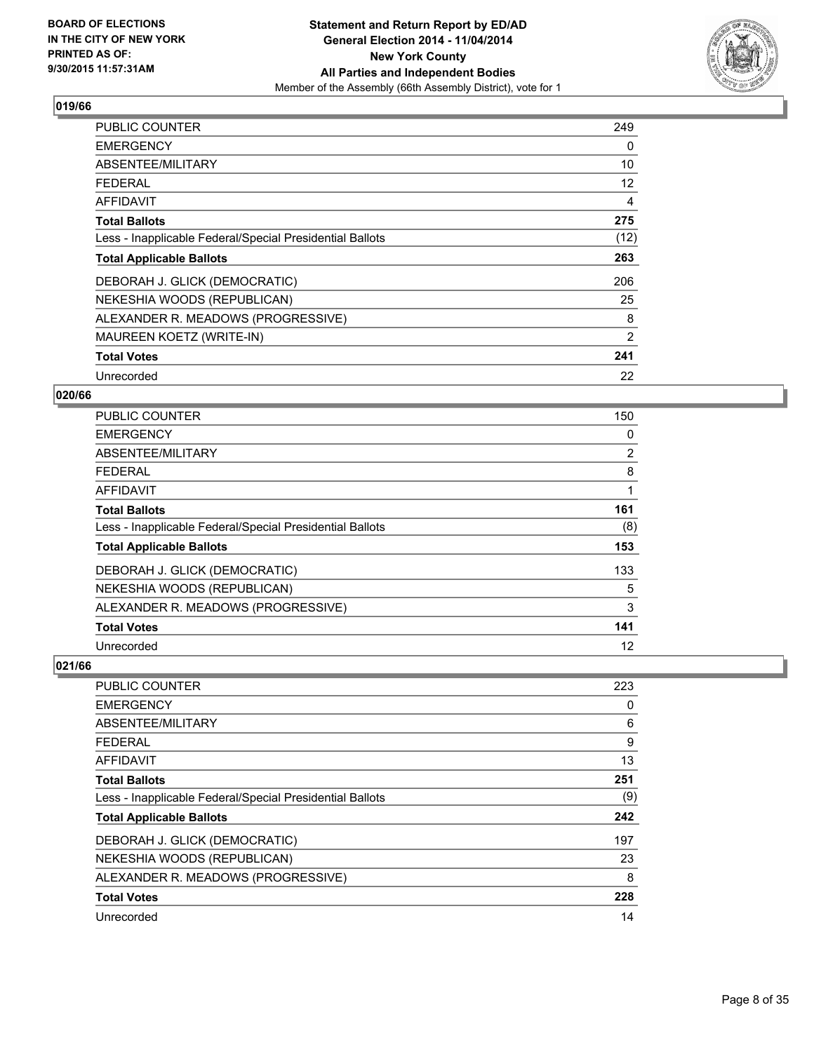## 019/66

| | |
|---|---|
| PUBLIC COUNTER | 249 |
| EMERGENCY | 0 |
| ABSENTEE/MILITARY | 10 |
| FEDERAL | 12 |
| AFFIDAVIT | 4 |
| **Total Ballots** | **275** |
| Less - Inapplicable Federal/Special Presidential Ballots | (12) |
| **Total Applicable Ballots** | **263** |
| DEBORAH J. GLICK (DEMOCRATIC) | 206 |
| NEKESHIA WOODS (REPUBLICAN) | 25 |
| ALEXANDER R. MEADOWS (PROGRESSIVE) | 8 |
| MAUREEN KOETZ (WRITE-IN) | 2 |
| **Total Votes** | **241** |
| Unrecorded | 22 |

## 020/66

| | |
|---|---|
| PUBLIC COUNTER | 150 |
| EMERGENCY | 0 |
| ABSENTEE/MILITARY | 2 |
| FEDERAL | 8 |
| AFFIDAVIT | 1 |
| **Total Ballots** | **161** |
| Less - Inapplicable Federal/Special Presidential Ballots | (8) |
| **Total Applicable Ballots** | **153** |
| DEBORAH J. GLICK (DEMOCRATIC) | 133 |
| NEKESHIA WOODS (REPUBLICAN) | 5 |
| ALEXANDER R. MEADOWS (PROGRESSIVE) | 3 |
| **Total Votes** | **141** |
| Unrecorded | 12 |

## 021/66

| | |
|---|---|
| PUBLIC COUNTER | 223 |
| EMERGENCY | 0 |
| ABSENTEE/MILITARY | 6 |
| FEDERAL | 9 |
| AFFIDAVIT | 13 |
| **Total Ballots** | **251** |
| Less - Inapplicable Federal/Special Presidential Ballots | (9) |
| **Total Applicable Ballots** | **242** |
| DEBORAH J. GLICK (DEMOCRATIC) | 197 |
| NEKESHIA WOODS (REPUBLICAN) | 23 |
| ALEXANDER R. MEADOWS (PROGRESSIVE) | 8 |
| **Total Votes** | **228** |
| Unrecorded | 14 |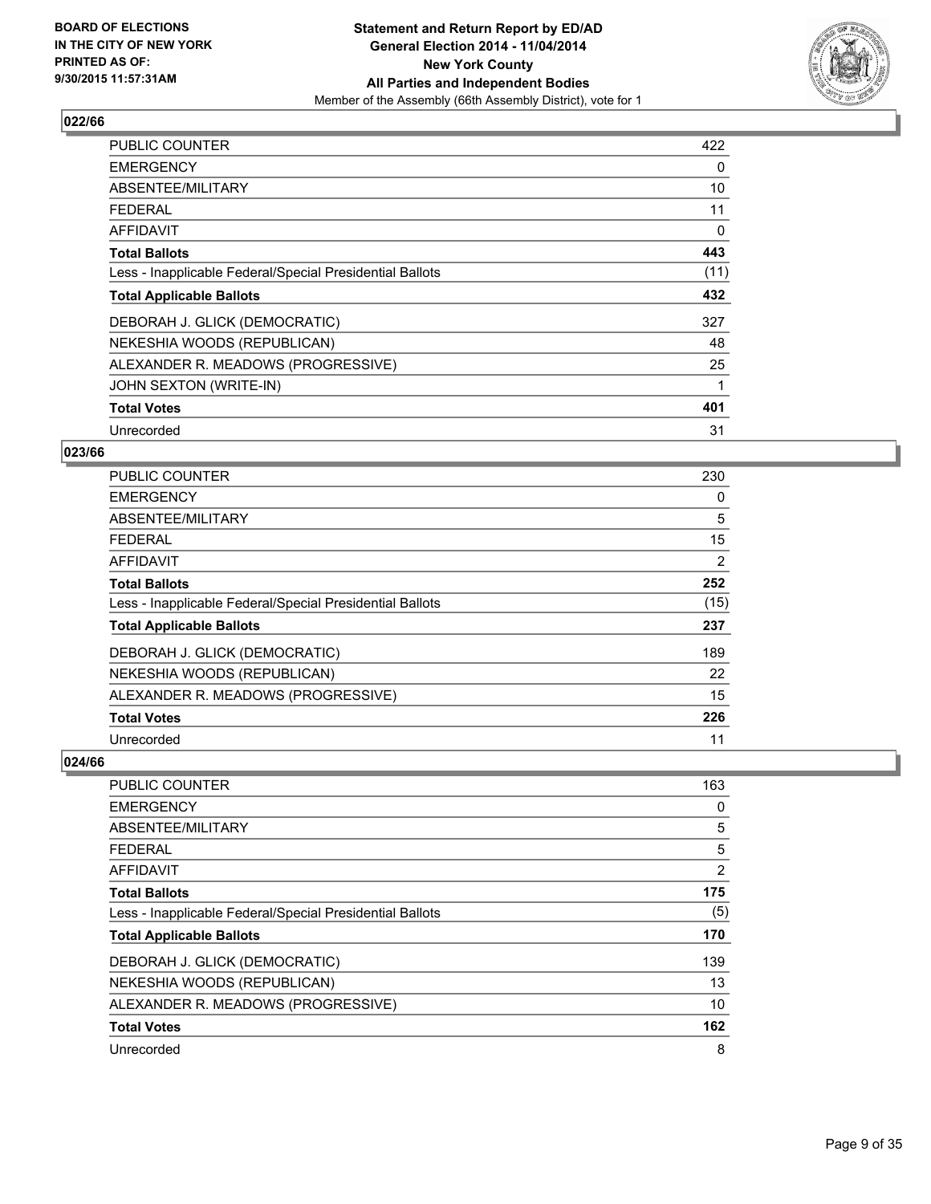### 022/66

| | |
|---|---|
| PUBLIC COUNTER | 422 |
| EMERGENCY | 0 |
| ABSENTEE/MILITARY | 10 |
| FEDERAL | 11 |
| AFFIDAVIT | 0 |
| **Total Ballots** | **443** |
| Less - Inapplicable Federal/Special Presidential Ballots | (11) |
| **Total Applicable Ballots** | **432** |
| DEBORAH J. GLICK (DEMOCRATIC) | 327 |
| NEKESHIA WOODS (REPUBLICAN) | 48 |
| ALEXANDER R. MEADOWS (PROGRESSIVE) | 25 |
| JOHN SEXTON (WRITE-IN) | 1 |
| **Total Votes** | **401** |
| Unrecorded | 31 |

### 023/66

| | |
|---|---|
| PUBLIC COUNTER | 230 |
| EMERGENCY | 0 |
| ABSENTEE/MILITARY | 5 |
| FEDERAL | 15 |
| AFFIDAVIT | 2 |
| **Total Ballots** | **252** |
| Less - Inapplicable Federal/Special Presidential Ballots | (15) |
| **Total Applicable Ballots** | **237** |
| DEBORAH J. GLICK (DEMOCRATIC) | 189 |
| NEKESHIA WOODS (REPUBLICAN) | 22 |
| ALEXANDER R. MEADOWS (PROGRESSIVE) | 15 |
| **Total Votes** | **226** |
| Unrecorded | 11 |

### 024/66

| | |
|---|---|
| PUBLIC COUNTER | 163 |
| EMERGENCY | 0 |
| ABSENTEE/MILITARY | 5 |
| FEDERAL | 5 |
| AFFIDAVIT | 2 |
| **Total Ballots** | **175** |
| Less - Inapplicable Federal/Special Presidential Ballots | (5) |
| **Total Applicable Ballots** | **170** |
| DEBORAH J. GLICK (DEMOCRATIC) | 139 |
| NEKESHIA WOODS (REPUBLICAN) | 13 |
| ALEXANDER R. MEADOWS (PROGRESSIVE) | 10 |
| **Total Votes** | **162** |
| Unrecorded | 8 |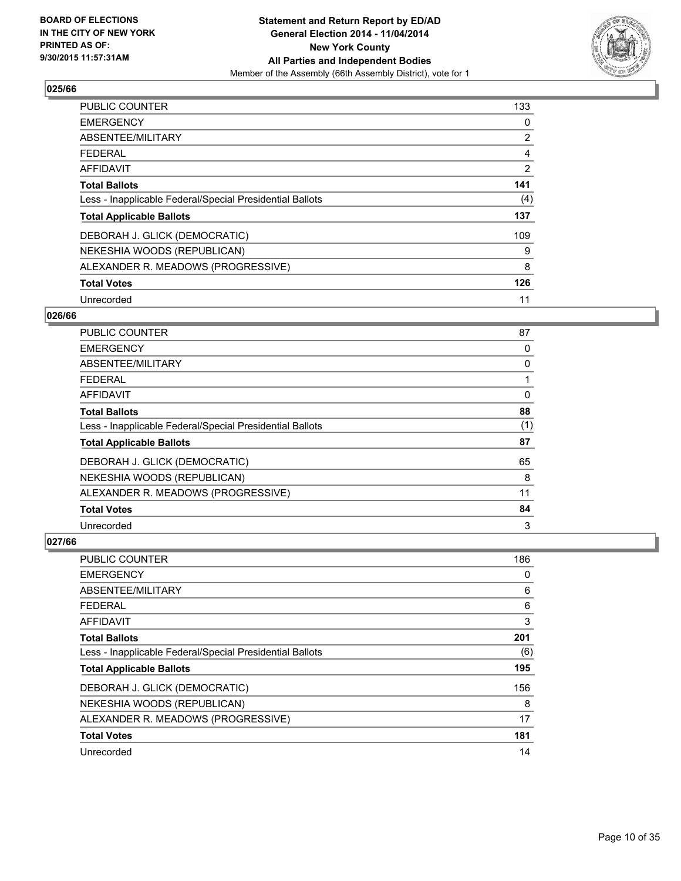**BOARD OF ELECTIONS IN THE CITY OF NEW YORK PRINTED AS OF: 9/30/2015 11:57:31AM**

**Statement and Return Report by ED/AD General Election 2014 - 11/04/2014 New York County All Parties and Independent Bodies**

Member of the Assembly (66th Assembly District), vote for 1

### 025/66

| | |
|---|---|
| PUBLIC COUNTER | 133 |
| EMERGENCY | 0 |
| ABSENTEE/MILITARY | 2 |
| FEDERAL | 4 |
| AFFIDAVIT | 2 |
| **Total Ballots** | **141** |
| Less - Inapplicable Federal/Special Presidential Ballots | (4) |
| **Total Applicable Ballots** | **137** |
| DEBORAH J. GLICK (DEMOCRATIC) | 109 |
| NEKESHIA WOODS (REPUBLICAN) | 9 |
| ALEXANDER R. MEADOWS (PROGRESSIVE) | 8 |
| **Total Votes** | **126** |
| Unrecorded | 11 |

### 026/66

| | |
|---|---|
| PUBLIC COUNTER | 87 |
| EMERGENCY | 0 |
| ABSENTEE/MILITARY | 0 |
| FEDERAL | 1 |
| AFFIDAVIT | 0 |
| **Total Ballots** | **88** |
| Less - Inapplicable Federal/Special Presidential Ballots | (1) |
| **Total Applicable Ballots** | **87** |
| DEBORAH J. GLICK (DEMOCRATIC) | 65 |
| NEKESHIA WOODS (REPUBLICAN) | 8 |
| ALEXANDER R. MEADOWS (PROGRESSIVE) | 11 |
| **Total Votes** | **84** |
| Unrecorded | 3 |

### 027/66

| | |
|---|---|
| PUBLIC COUNTER | 186 |
| EMERGENCY | 0 |
| ABSENTEE/MILITARY | 6 |
| FEDERAL | 6 |
| AFFIDAVIT | 3 |
| **Total Ballots** | **201** |
| Less - Inapplicable Federal/Special Presidential Ballots | (6) |
| **Total Applicable Ballots** | **195** |
| DEBORAH J. GLICK (DEMOCRATIC) | 156 |
| NEKESHIA WOODS (REPUBLICAN) | 8 |
| ALEXANDER R. MEADOWS (PROGRESSIVE) | 17 |
| **Total Votes** | **181** |
| Unrecorded | 14 |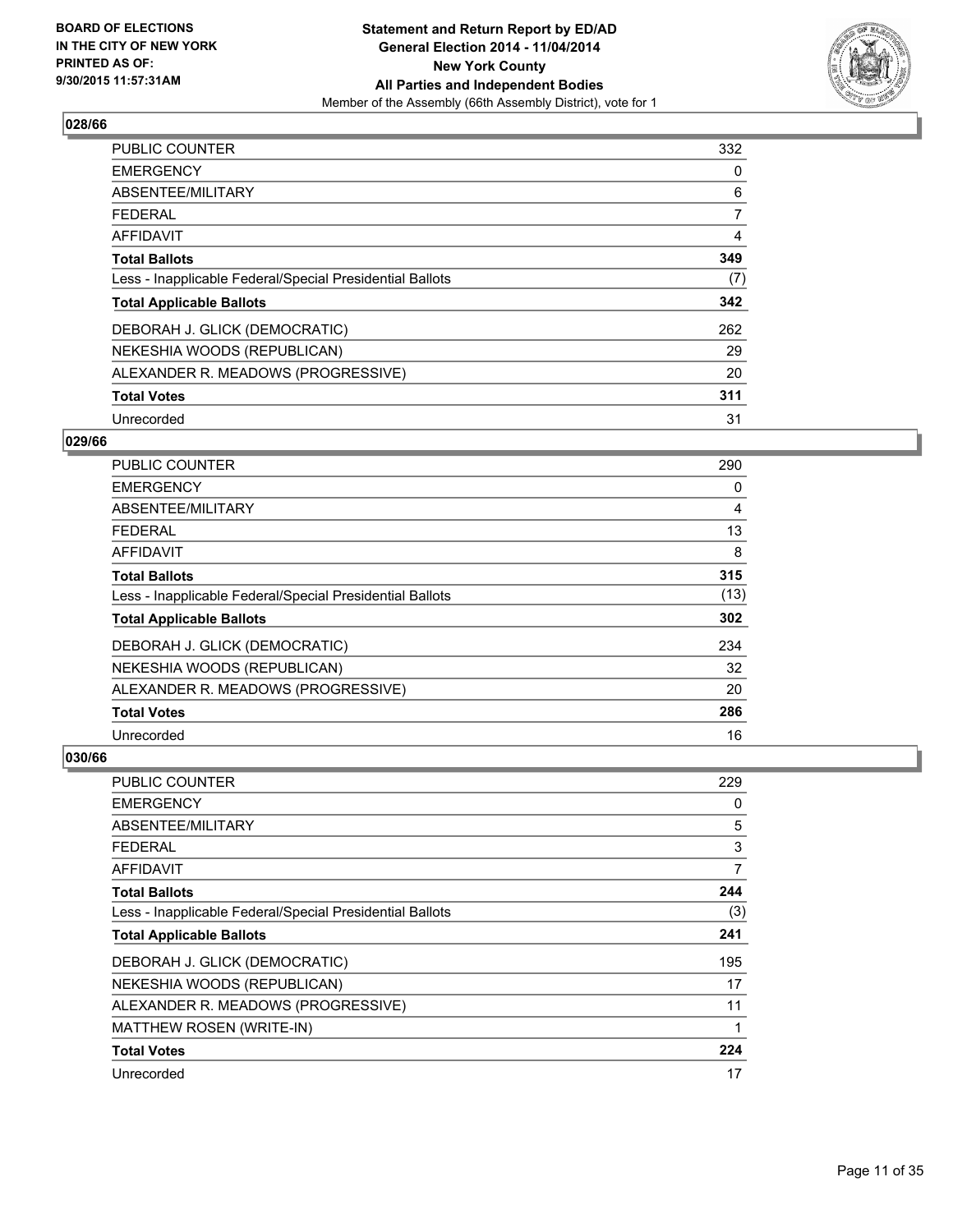### 028/66

| | |
|---|---|
| PUBLIC COUNTER | 332 |
| EMERGENCY | 0 |
| ABSENTEE/MILITARY | 6 |
| FEDERAL | 7 |
| AFFIDAVIT | 4 |
| **Total Ballots** | **349** |
| Less - Inapplicable Federal/Special Presidential Ballots | (7) |
| **Total Applicable Ballots** | **342** |
| DEBORAH J. GLICK (DEMOCRATIC) | 262 |
| NEKESHIA WOODS (REPUBLICAN) | 29 |
| ALEXANDER R. MEADOWS (PROGRESSIVE) | 20 |
| **Total Votes** | **311** |
| Unrecorded | 31 |

### 029/66

| | |
|---|---|
| PUBLIC COUNTER | 290 |
| EMERGENCY | 0 |
| ABSENTEE/MILITARY | 4 |
| FEDERAL | 13 |
| AFFIDAVIT | 8 |
| **Total Ballots** | **315** |
| Less - Inapplicable Federal/Special Presidential Ballots | (13) |
| **Total Applicable Ballots** | **302** |
| DEBORAH J. GLICK (DEMOCRATIC) | 234 |
| NEKESHIA WOODS (REPUBLICAN) | 32 |
| ALEXANDER R. MEADOWS (PROGRESSIVE) | 20 |
| **Total Votes** | **286** |
| Unrecorded | 16 |

### 030/66

| | |
|---|---|
| PUBLIC COUNTER | 229 |
| EMERGENCY | 0 |
| ABSENTEE/MILITARY | 5 |
| FEDERAL | 3 |
| AFFIDAVIT | 7 |
| **Total Ballots** | **244** |
| Less - Inapplicable Federal/Special Presidential Ballots | (3) |
| **Total Applicable Ballots** | **241** |
| DEBORAH J. GLICK (DEMOCRATIC) | 195 |
| NEKESHIA WOODS (REPUBLICAN) | 17 |
| ALEXANDER R. MEADOWS (PROGRESSIVE) | 11 |
| MATTHEW ROSEN (WRITE-IN) | 1 |
| **Total Votes** | **224** |
| Unrecorded | 17 |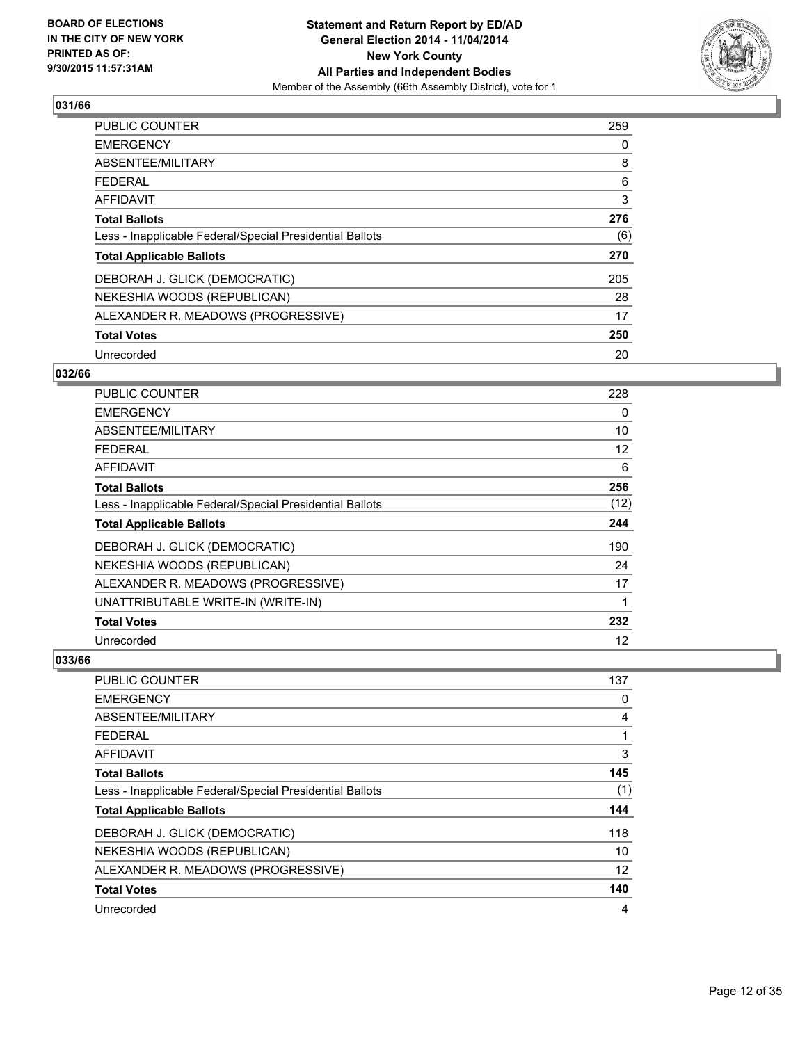**BOARD OF ELECTIONS IN THE CITY OF NEW YORK PRINTED AS OF: 9/30/2015 11:57:31AM**

**Statement and Return Report by ED/AD General Election 2014 - 11/04/2014 New York County All Parties and Independent Bodies**
Member of the Assembly (66th Assembly District), vote for 1

## 031/66

| | |
|---|---|
| PUBLIC COUNTER | 259 |
| EMERGENCY | 0 |
| ABSENTEE/MILITARY | 8 |
| FEDERAL | 6 |
| AFFIDAVIT | 3 |
| **Total Ballots** | **276** |
| Less - Inapplicable Federal/Special Presidential Ballots | (6) |
| **Total Applicable Ballots** | **270** |
| DEBORAH J. GLICK (DEMOCRATIC) | 205 |
| NEKESHIA WOODS (REPUBLICAN) | 28 |
| ALEXANDER R. MEADOWS (PROGRESSIVE) | 17 |
| **Total Votes** | **250** |
| Unrecorded | 20 |

## 032/66

| | |
|---|---|
| PUBLIC COUNTER | 228 |
| EMERGENCY | 0 |
| ABSENTEE/MILITARY | 10 |
| FEDERAL | 12 |
| AFFIDAVIT | 6 |
| **Total Ballots** | **256** |
| Less - Inapplicable Federal/Special Presidential Ballots | (12) |
| **Total Applicable Ballots** | **244** |
| DEBORAH J. GLICK (DEMOCRATIC) | 190 |
| NEKESHIA WOODS (REPUBLICAN) | 24 |
| ALEXANDER R. MEADOWS (PROGRESSIVE) | 17 |
| UNATTRIBUTABLE WRITE-IN (WRITE-IN) | 1 |
| **Total Votes** | **232** |
| Unrecorded | 12 |

## 033/66

| | |
|---|---|
| PUBLIC COUNTER | 137 |
| EMERGENCY | 0 |
| ABSENTEE/MILITARY | 4 |
| FEDERAL | 1 |
| AFFIDAVIT | 3 |
| **Total Ballots** | **145** |
| Less - Inapplicable Federal/Special Presidential Ballots | (1) |
| **Total Applicable Ballots** | **144** |
| DEBORAH J. GLICK (DEMOCRATIC) | 118 |
| NEKESHIA WOODS (REPUBLICAN) | 10 |
| ALEXANDER R. MEADOWS (PROGRESSIVE) | 12 |
| **Total Votes** | **140** |
| Unrecorded | 4 |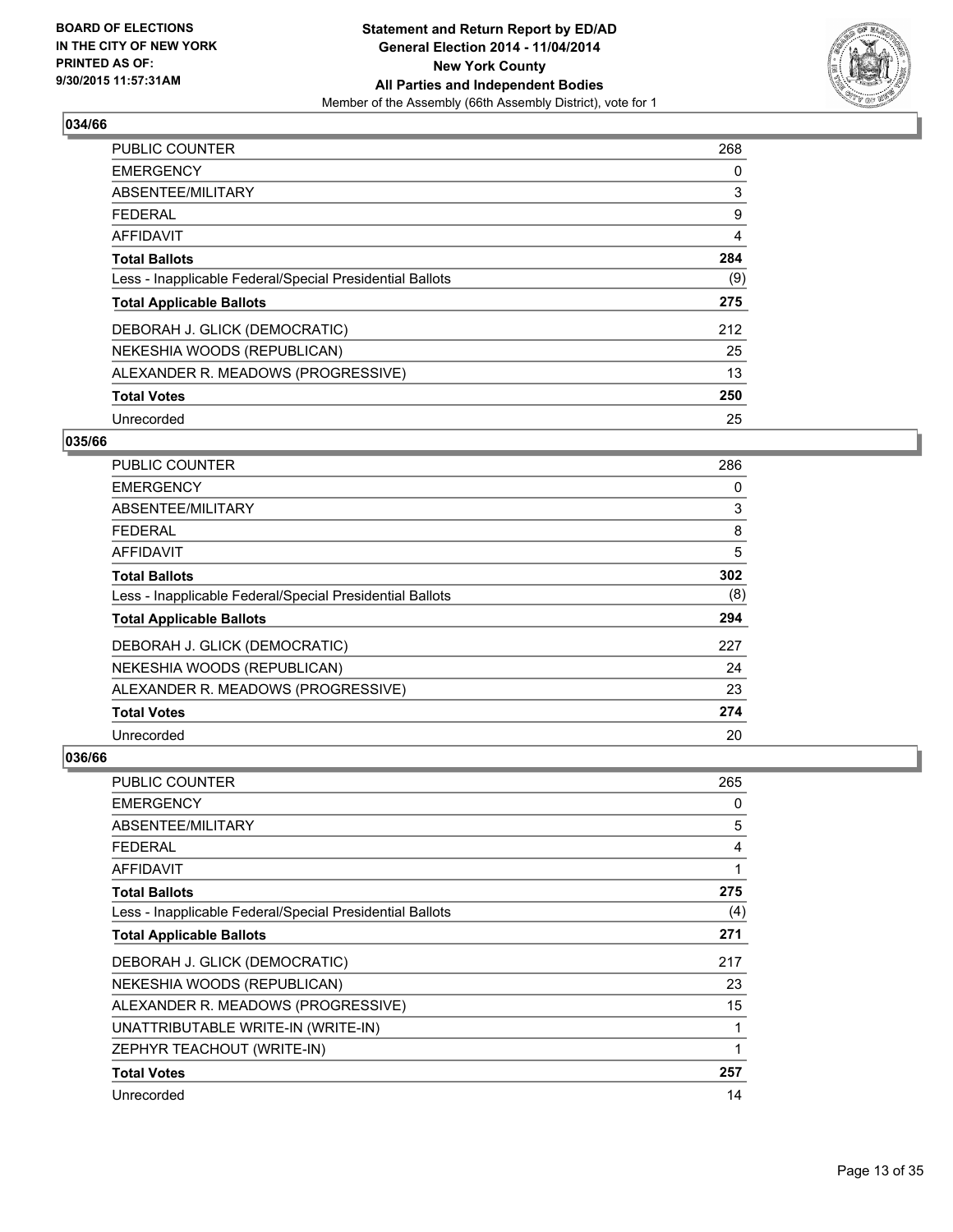**BOARD OF ELECTIONS IN THE CITY OF NEW YORK PRINTED AS OF: 9/30/2015 11:57:31AM**

**Statement and Return Report by ED/AD General Election 2014 - 11/04/2014 New York County All Parties and Independent Bodies**

Member of the Assembly (66th Assembly District), vote for 1

### 034/66

| | |
|---|---|
| PUBLIC COUNTER | 268 |
| EMERGENCY | 0 |
| ABSENTEE/MILITARY | 3 |
| FEDERAL | 9 |
| AFFIDAVIT | 4 |
| **Total Ballots** | **284** |
| Less - Inapplicable Federal/Special Presidential Ballots | (9) |
| **Total Applicable Ballots** | **275** |
| DEBORAH J. GLICK (DEMOCRATIC) | 212 |
| NEKESHIA WOODS (REPUBLICAN) | 25 |
| ALEXANDER R. MEADOWS (PROGRESSIVE) | 13 |
| **Total Votes** | **250** |
| Unrecorded | 25 |

### 035/66

| | |
|---|---|
| PUBLIC COUNTER | 286 |
| EMERGENCY | 0 |
| ABSENTEE/MILITARY | 3 |
| FEDERAL | 8 |
| AFFIDAVIT | 5 |
| **Total Ballots** | **302** |
| Less - Inapplicable Federal/Special Presidential Ballots | (8) |
| **Total Applicable Ballots** | **294** |
| DEBORAH J. GLICK (DEMOCRATIC) | 227 |
| NEKESHIA WOODS (REPUBLICAN) | 24 |
| ALEXANDER R. MEADOWS (PROGRESSIVE) | 23 |
| **Total Votes** | **274** |
| Unrecorded | 20 |

### 036/66

| | |
|---|---|
| PUBLIC COUNTER | 265 |
| EMERGENCY | 0 |
| ABSENTEE/MILITARY | 5 |
| FEDERAL | 4 |
| AFFIDAVIT | 1 |
| **Total Ballots** | **275** |
| Less - Inapplicable Federal/Special Presidential Ballots | (4) |
| **Total Applicable Ballots** | **271** |
| DEBORAH J. GLICK (DEMOCRATIC) | 217 |
| NEKESHIA WOODS (REPUBLICAN) | 23 |
| ALEXANDER R. MEADOWS (PROGRESSIVE) | 15 |
| UNATTRIBUTABLE WRITE-IN (WRITE-IN) | 1 |
| ZEPHYR TEACHOUT (WRITE-IN) | 1 |
| **Total Votes** | **257** |
| Unrecorded | 14 |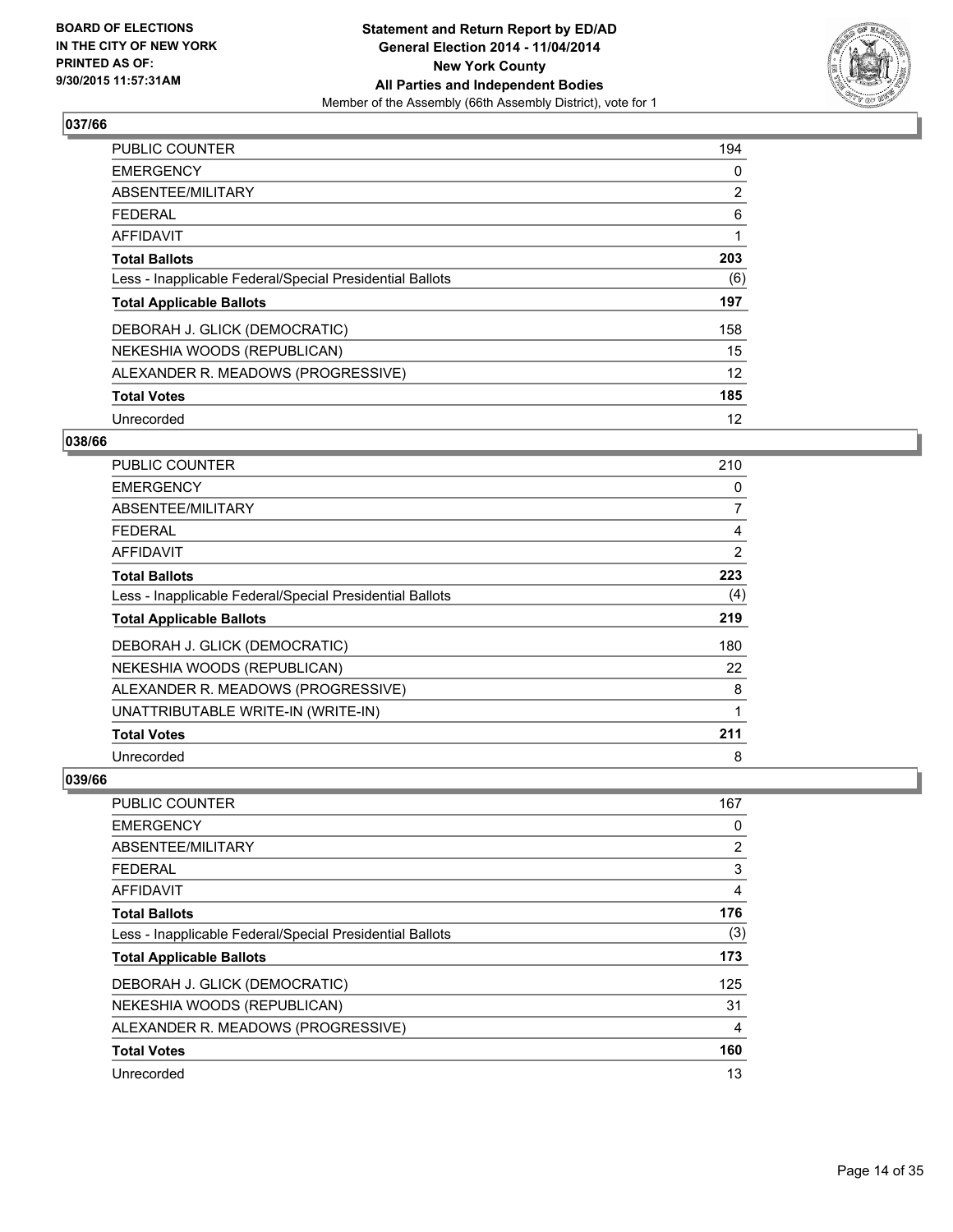## 037/66

| | |
|---|---|
| PUBLIC COUNTER | 194 |
| EMERGENCY | 0 |
| ABSENTEE/MILITARY | 2 |
| FEDERAL | 6 |
| AFFIDAVIT | 1 |
| **Total Ballots** | **203** |
| Less - Inapplicable Federal/Special Presidential Ballots | (6) |
| **Total Applicable Ballots** | **197** |
| DEBORAH J. GLICK (DEMOCRATIC) | 158 |
| NEKESHIA WOODS (REPUBLICAN) | 15 |
| ALEXANDER R. MEADOWS (PROGRESSIVE) | 12 |
| **Total Votes** | **185** |
| Unrecorded | 12 |

## 038/66

| | |
|---|---|
| PUBLIC COUNTER | 210 |
| EMERGENCY | 0 |
| ABSENTEE/MILITARY | 7 |
| FEDERAL | 4 |
| AFFIDAVIT | 2 |
| **Total Ballots** | **223** |
| Less - Inapplicable Federal/Special Presidential Ballots | (4) |
| **Total Applicable Ballots** | **219** |
| DEBORAH J. GLICK (DEMOCRATIC) | 180 |
| NEKESHIA WOODS (REPUBLICAN) | 22 |
| ALEXANDER R. MEADOWS (PROGRESSIVE) | 8 |
| UNATTRIBUTABLE WRITE-IN (WRITE-IN) | 1 |
| **Total Votes** | **211** |
| Unrecorded | 8 |

## 039/66

| | |
|---|---|
| PUBLIC COUNTER | 167 |
| EMERGENCY | 0 |
| ABSENTEE/MILITARY | 2 |
| FEDERAL | 3 |
| AFFIDAVIT | 4 |
| **Total Ballots** | **176** |
| Less - Inapplicable Federal/Special Presidential Ballots | (3) |
| **Total Applicable Ballots** | **173** |
| DEBORAH J. GLICK (DEMOCRATIC) | 125 |
| NEKESHIA WOODS (REPUBLICAN) | 31 |
| ALEXANDER R. MEADOWS (PROGRESSIVE) | 4 |
| **Total Votes** | **160** |
| Unrecorded | 13 |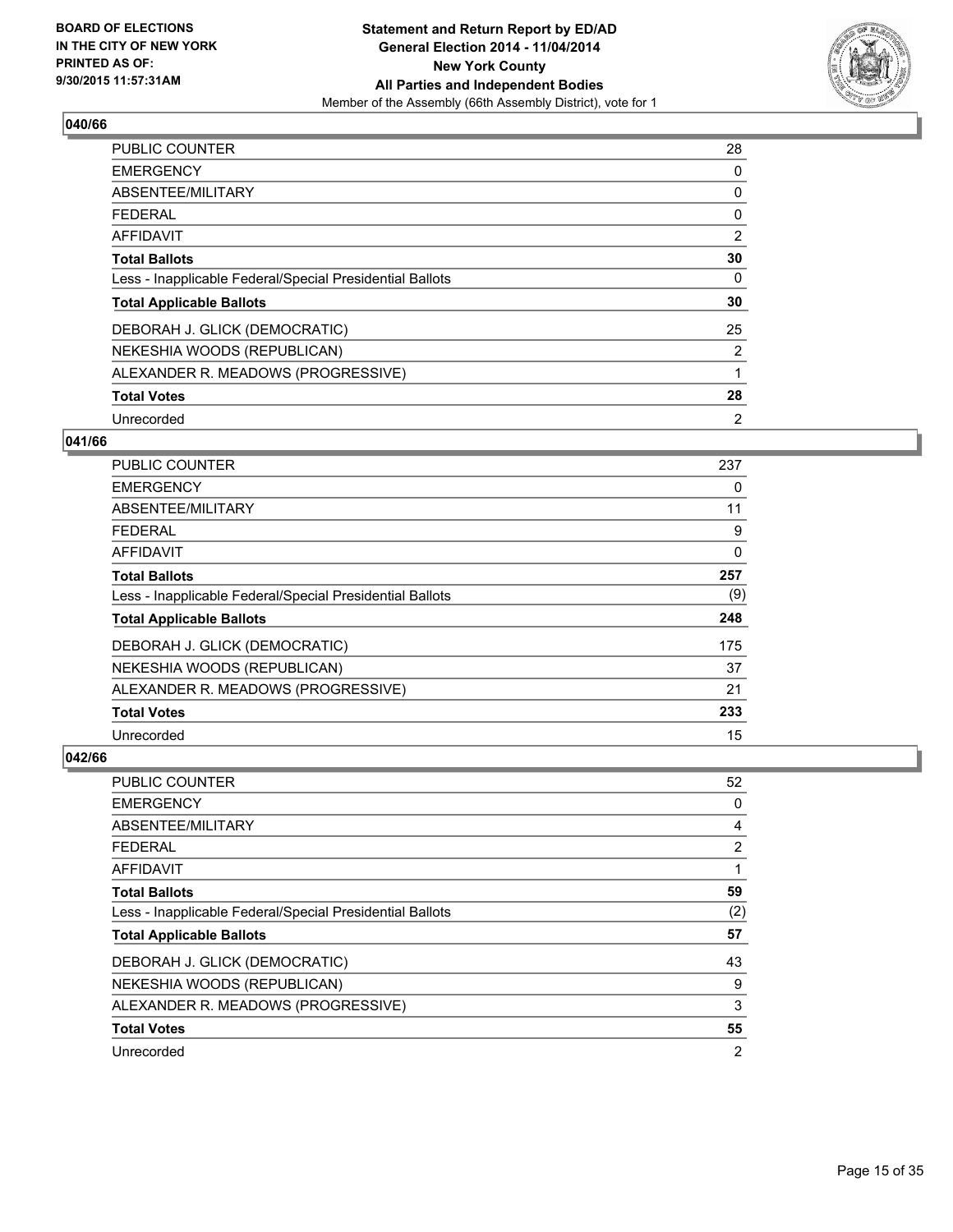**BOARD OF ELECTIONS IN THE CITY OF NEW YORK PRINTED AS OF: 9/30/2015 11:57:31AM**

**Statement and Return Report by ED/AD**
**General Election 2014 - 11/04/2014**
**New York County**
**All Parties and Independent Bodies**
Member of the Assembly (66th Assembly District), vote for 1

## 040/66

| | |
|---|---|
| PUBLIC COUNTER | 28 |
| EMERGENCY | 0 |
| ABSENTEE/MILITARY | 0 |
| FEDERAL | 0 |
| AFFIDAVIT | 2 |
| **Total Ballots** | **30** |
| Less - Inapplicable Federal/Special Presidential Ballots | 0 |
| **Total Applicable Ballots** | **30** |
| DEBORAH J. GLICK (DEMOCRATIC) | 25 |
| NEKESHIA WOODS (REPUBLICAN) | 2 |
| ALEXANDER R. MEADOWS (PROGRESSIVE) | 1 |
| **Total Votes** | **28** |
| Unrecorded | 2 |

## 041/66

| | |
|---|---|
| PUBLIC COUNTER | 237 |
| EMERGENCY | 0 |
| ABSENTEE/MILITARY | 11 |
| FEDERAL | 9 |
| AFFIDAVIT | 0 |
| **Total Ballots** | **257** |
| Less - Inapplicable Federal/Special Presidential Ballots | (9) |
| **Total Applicable Ballots** | **248** |
| DEBORAH J. GLICK (DEMOCRATIC) | 175 |
| NEKESHIA WOODS (REPUBLICAN) | 37 |
| ALEXANDER R. MEADOWS (PROGRESSIVE) | 21 |
| **Total Votes** | **233** |
| Unrecorded | 15 |

## 042/66

| | |
|---|---|
| PUBLIC COUNTER | 52 |
| EMERGENCY | 0 |
| ABSENTEE/MILITARY | 4 |
| FEDERAL | 2 |
| AFFIDAVIT | 1 |
| **Total Ballots** | **59** |
| Less - Inapplicable Federal/Special Presidential Ballots | (2) |
| **Total Applicable Ballots** | **57** |
| DEBORAH J. GLICK (DEMOCRATIC) | 43 |
| NEKESHIA WOODS (REPUBLICAN) | 9 |
| ALEXANDER R. MEADOWS (PROGRESSIVE) | 3 |
| **Total Votes** | **55** |
| Unrecorded | 2 |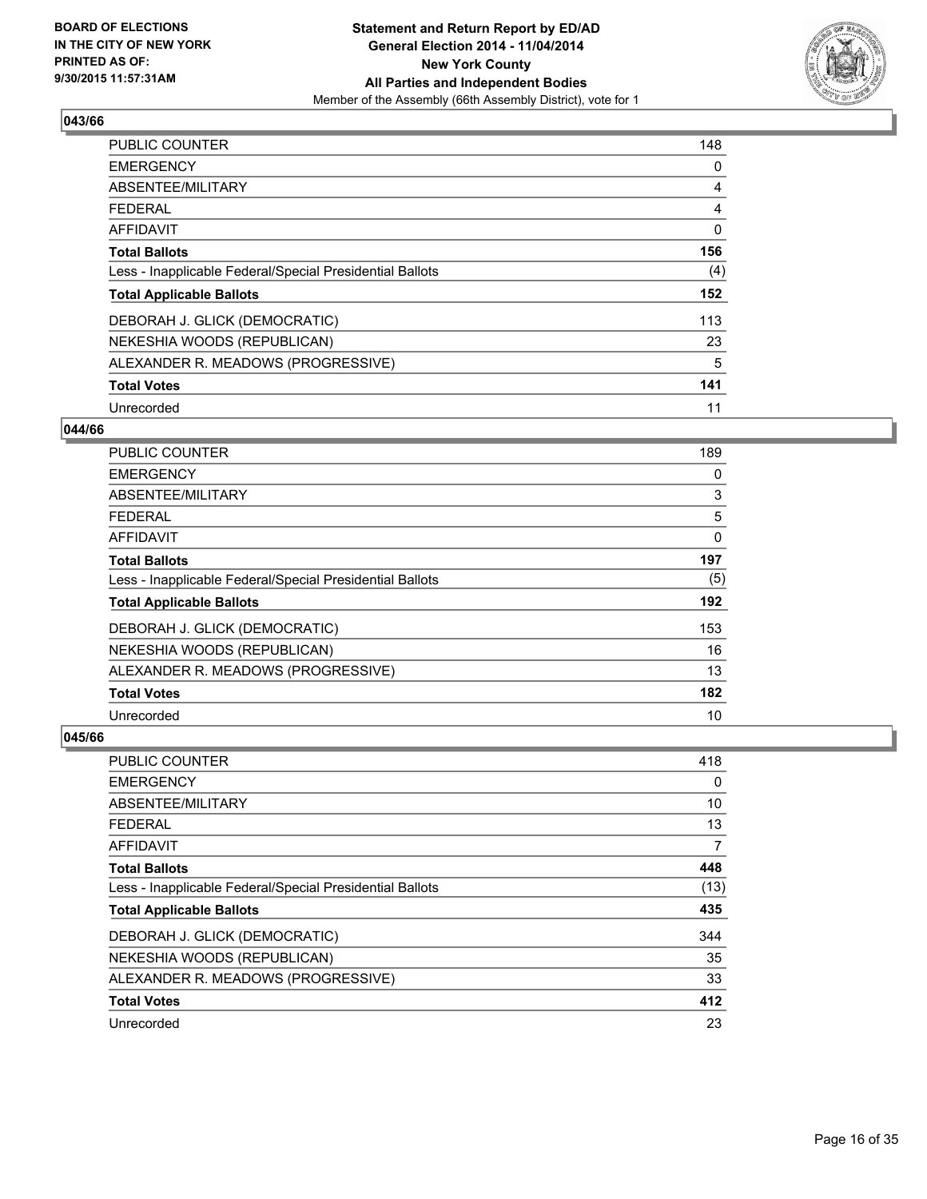### 043/66

| | |
|---|---|
| PUBLIC COUNTER | 148 |
| EMERGENCY | 0 |
| ABSENTEE/MILITARY | 4 |
| FEDERAL | 4 |
| AFFIDAVIT | 0 |
| **Total Ballots** | **156** |
| Less - Inapplicable Federal/Special Presidential Ballots | (4) |
| **Total Applicable Ballots** | **152** |
| DEBORAH J. GLICK (DEMOCRATIC) | 113 |
| NEKESHIA WOODS (REPUBLICAN) | 23 |
| ALEXANDER R. MEADOWS (PROGRESSIVE) | 5 |
| **Total Votes** | **141** |
| Unrecorded | 11 |

### 044/66

| | |
|---|---|
| PUBLIC COUNTER | 189 |
| EMERGENCY | 0 |
| ABSENTEE/MILITARY | 3 |
| FEDERAL | 5 |
| AFFIDAVIT | 0 |
| **Total Ballots** | **197** |
| Less - Inapplicable Federal/Special Presidential Ballots | (5) |
| **Total Applicable Ballots** | **192** |
| DEBORAH J. GLICK (DEMOCRATIC) | 153 |
| NEKESHIA WOODS (REPUBLICAN) | 16 |
| ALEXANDER R. MEADOWS (PROGRESSIVE) | 13 |
| **Total Votes** | **182** |
| Unrecorded | 10 |

### 045/66

| | |
|---|---|
| PUBLIC COUNTER | 418 |
| EMERGENCY | 0 |
| ABSENTEE/MILITARY | 10 |
| FEDERAL | 13 |
| AFFIDAVIT | 7 |
| **Total Ballots** | **448** |
| Less - Inapplicable Federal/Special Presidential Ballots | (13) |
| **Total Applicable Ballots** | **435** |
| DEBORAH J. GLICK (DEMOCRATIC) | 344 |
| NEKESHIA WOODS (REPUBLICAN) | 35 |
| ALEXANDER R. MEADOWS (PROGRESSIVE) | 33 |
| **Total Votes** | **412** |
| Unrecorded | 23 |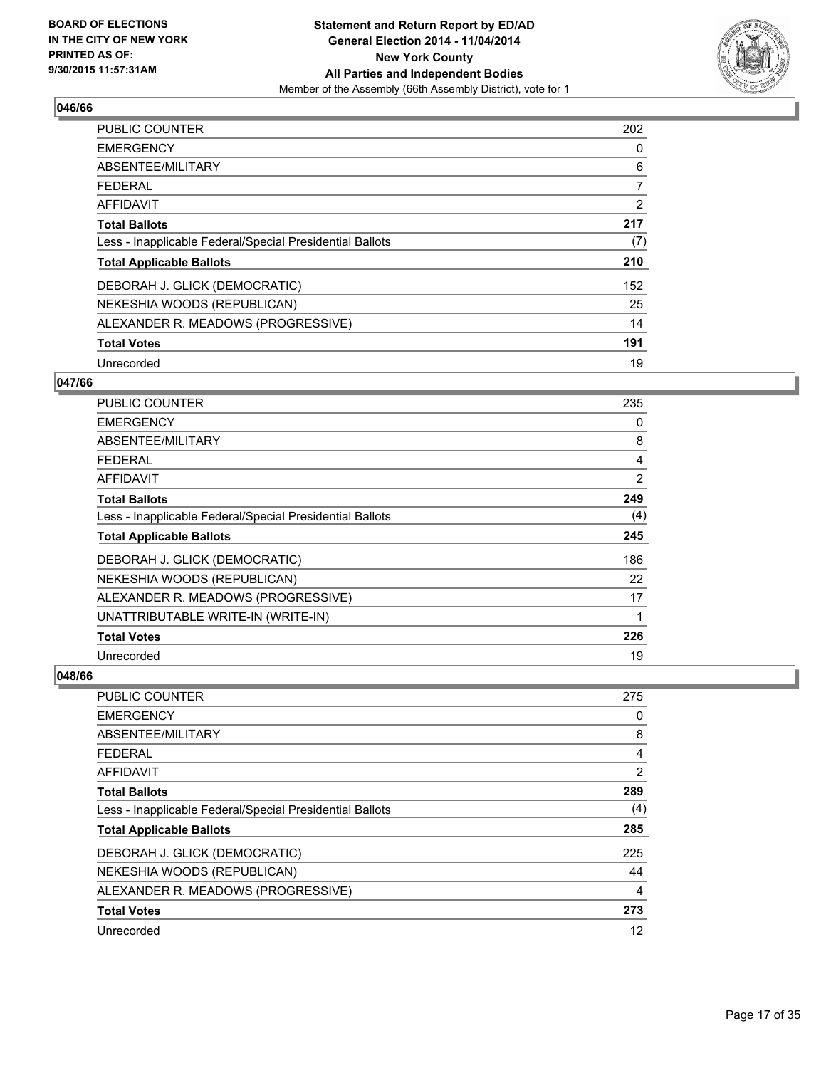**BOARD OF ELECTIONS IN THE CITY OF NEW YORK PRINTED AS OF: 9/30/2015 11:57:31AM**

**Statement and Return Report by ED/AD**
**General Election 2014 - 11/04/2014**
**New York County**
**All Parties and Independent Bodies**
Member of the Assembly (66th Assembly District), vote for 1

### 046/66

| | |
|---|---|
| PUBLIC COUNTER | 202 |
| EMERGENCY | 0 |
| ABSENTEE/MILITARY | 6 |
| FEDERAL | 7 |
| AFFIDAVIT | 2 |
| **Total Ballots** | **217** |
| Less - Inapplicable Federal/Special Presidential Ballots | (7) |
| **Total Applicable Ballots** | **210** |
| DEBORAH J. GLICK (DEMOCRATIC) | 152 |
| NEKESHIA WOODS (REPUBLICAN) | 25 |
| ALEXANDER R. MEADOWS (PROGRESSIVE) | 14 |
| **Total Votes** | **191** |
| Unrecorded | 19 |

### 047/66

| | |
|---|---|
| PUBLIC COUNTER | 235 |
| EMERGENCY | 0 |
| ABSENTEE/MILITARY | 8 |
| FEDERAL | 4 |
| AFFIDAVIT | 2 |
| **Total Ballots** | **249** |
| Less - Inapplicable Federal/Special Presidential Ballots | (4) |
| **Total Applicable Ballots** | **245** |
| DEBORAH J. GLICK (DEMOCRATIC) | 186 |
| NEKESHIA WOODS (REPUBLICAN) | 22 |
| ALEXANDER R. MEADOWS (PROGRESSIVE) | 17 |
| UNATTRIBUTABLE WRITE-IN (WRITE-IN) | 1 |
| **Total Votes** | **226** |
| Unrecorded | 19 |

### 048/66

| | |
|---|---|
| PUBLIC COUNTER | 275 |
| EMERGENCY | 0 |
| ABSENTEE/MILITARY | 8 |
| FEDERAL | 4 |
| AFFIDAVIT | 2 |
| **Total Ballots** | **289** |
| Less - Inapplicable Federal/Special Presidential Ballots | (4) |
| **Total Applicable Ballots** | **285** |
| DEBORAH J. GLICK (DEMOCRATIC) | 225 |
| NEKESHIA WOODS (REPUBLICAN) | 44 |
| ALEXANDER R. MEADOWS (PROGRESSIVE) | 4 |
| **Total Votes** | **273** |
| Unrecorded | 12 |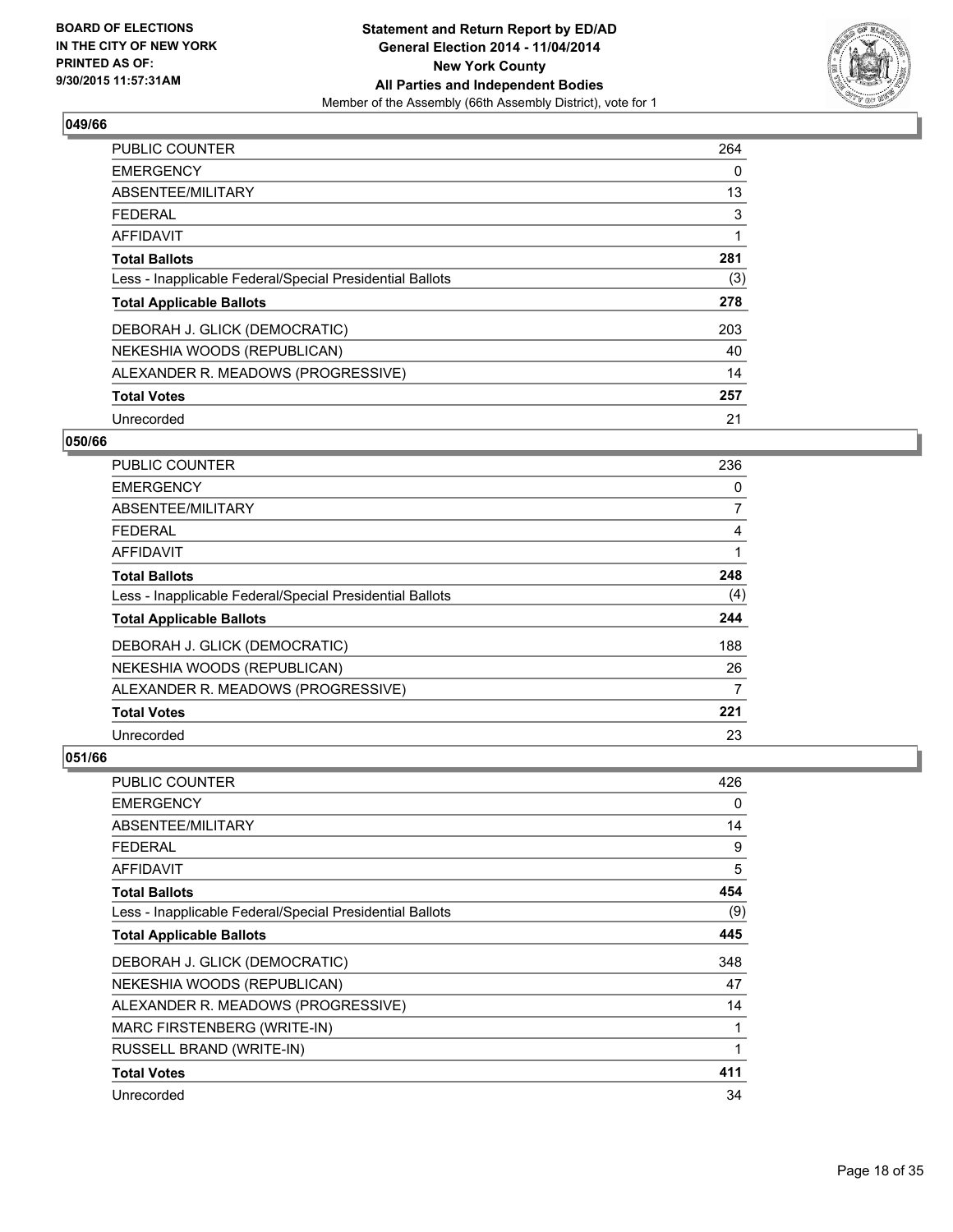## 049/66

| | |
|---|---|
| PUBLIC COUNTER | 264 |
| EMERGENCY | 0 |
| ABSENTEE/MILITARY | 13 |
| FEDERAL | 3 |
| AFFIDAVIT | 1 |
| **Total Ballots** | **281** |
| Less - Inapplicable Federal/Special Presidential Ballots | (3) |
| **Total Applicable Ballots** | **278** |
| DEBORAH J. GLICK (DEMOCRATIC) | 203 |
| NEKESHIA WOODS (REPUBLICAN) | 40 |
| ALEXANDER R. MEADOWS (PROGRESSIVE) | 14 |
| **Total Votes** | **257** |
| Unrecorded | 21 |

## 050/66

| | |
|---|---|
| PUBLIC COUNTER | 236 |
| EMERGENCY | 0 |
| ABSENTEE/MILITARY | 7 |
| FEDERAL | 4 |
| AFFIDAVIT | 1 |
| **Total Ballots** | **248** |
| Less - Inapplicable Federal/Special Presidential Ballots | (4) |
| **Total Applicable Ballots** | **244** |
| DEBORAH J. GLICK (DEMOCRATIC) | 188 |
| NEKESHIA WOODS (REPUBLICAN) | 26 |
| ALEXANDER R. MEADOWS (PROGRESSIVE) | 7 |
| **Total Votes** | **221** |
| Unrecorded | 23 |

## 051/66

| | |
|---|---|
| PUBLIC COUNTER | 426 |
| EMERGENCY | 0 |
| ABSENTEE/MILITARY | 14 |
| FEDERAL | 9 |
| AFFIDAVIT | 5 |
| **Total Ballots** | **454** |
| Less - Inapplicable Federal/Special Presidential Ballots | (9) |
| **Total Applicable Ballots** | **445** |
| DEBORAH J. GLICK (DEMOCRATIC) | 348 |
| NEKESHIA WOODS (REPUBLICAN) | 47 |
| ALEXANDER R. MEADOWS (PROGRESSIVE) | 14 |
| MARC FIRSTENBERG (WRITE-IN) | 1 |
| RUSSELL BRAND (WRITE-IN) | 1 |
| **Total Votes** | **411** |
| Unrecorded | 34 |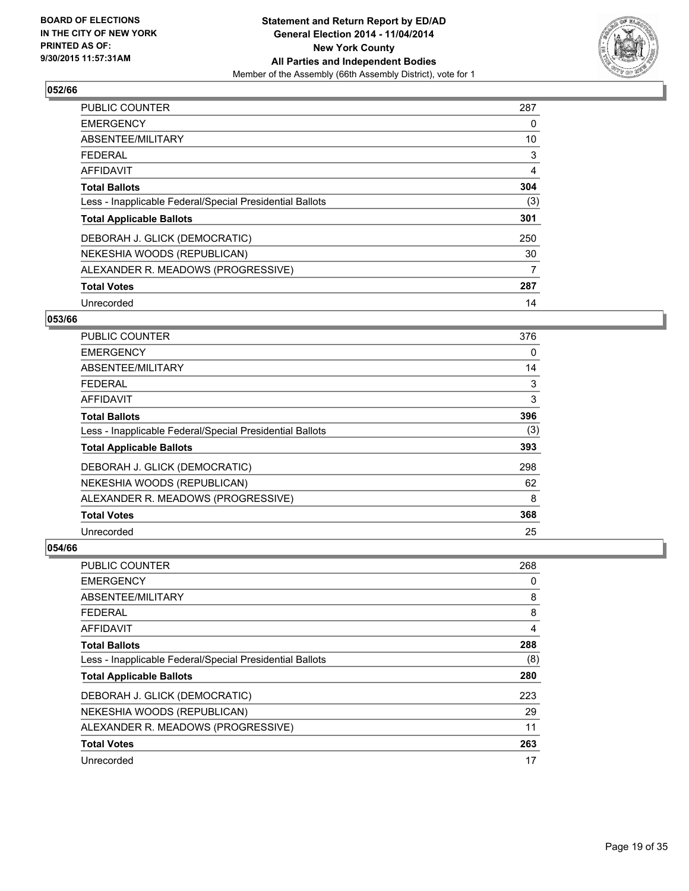**BOARD OF ELECTIONS IN THE CITY OF NEW YORK PRINTED AS OF: 9/30/2015 11:57:31AM**

**Statement and Return Report by ED/AD General Election 2014 - 11/04/2014 New York County All Parties and Independent Bodies**

Member of the Assembly (66th Assembly District), vote for 1

## 052/66

| | |
|---|---|
| PUBLIC COUNTER | 287 |
| EMERGENCY | 0 |
| ABSENTEE/MILITARY | 10 |
| FEDERAL | 3 |
| AFFIDAVIT | 4 |
| **Total Ballots** | **304** |
| Less - Inapplicable Federal/Special Presidential Ballots | (3) |
| **Total Applicable Ballots** | **301** |
| DEBORAH J. GLICK (DEMOCRATIC) | 250 |
| NEKESHIA WOODS (REPUBLICAN) | 30 |
| ALEXANDER R. MEADOWS (PROGRESSIVE) | 7 |
| **Total Votes** | **287** |
| Unrecorded | 14 |

## 053/66

| | |
|---|---|
| PUBLIC COUNTER | 376 |
| EMERGENCY | 0 |
| ABSENTEE/MILITARY | 14 |
| FEDERAL | 3 |
| AFFIDAVIT | 3 |
| **Total Ballots** | **396** |
| Less - Inapplicable Federal/Special Presidential Ballots | (3) |
| **Total Applicable Ballots** | **393** |
| DEBORAH J. GLICK (DEMOCRATIC) | 298 |
| NEKESHIA WOODS (REPUBLICAN) | 62 |
| ALEXANDER R. MEADOWS (PROGRESSIVE) | 8 |
| **Total Votes** | **368** |
| Unrecorded | 25 |

## 054/66

| | |
|---|---|
| PUBLIC COUNTER | 268 |
| EMERGENCY | 0 |
| ABSENTEE/MILITARY | 8 |
| FEDERAL | 8 |
| AFFIDAVIT | 4 |
| **Total Ballots** | **288** |
| Less - Inapplicable Federal/Special Presidential Ballots | (8) |
| **Total Applicable Ballots** | **280** |
| DEBORAH J. GLICK (DEMOCRATIC) | 223 |
| NEKESHIA WOODS (REPUBLICAN) | 29 |
| ALEXANDER R. MEADOWS (PROGRESSIVE) | 11 |
| **Total Votes** | **263** |
| Unrecorded | 17 |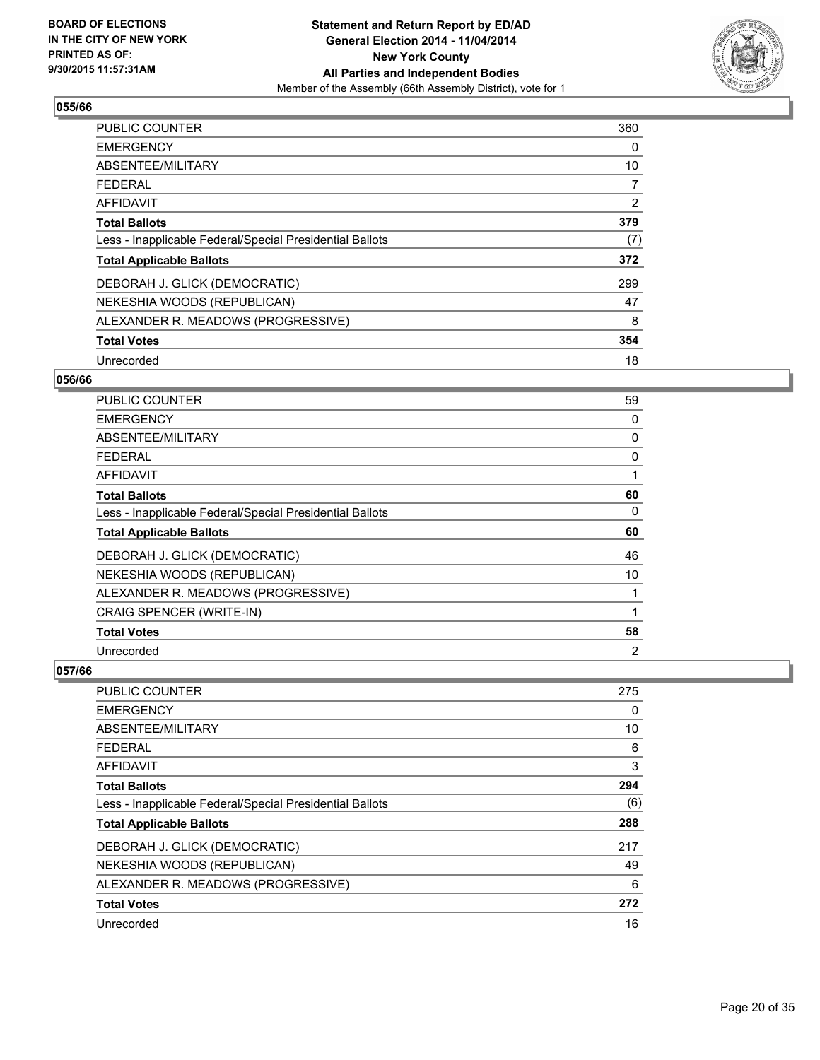### 055/66

| | |
|---|---|
| PUBLIC COUNTER | 360 |
| EMERGENCY | 0 |
| ABSENTEE/MILITARY | 10 |
| FEDERAL | 7 |
| AFFIDAVIT | 2 |
| **Total Ballots** | **379** |
| Less - Inapplicable Federal/Special Presidential Ballots | (7) |
| **Total Applicable Ballots** | **372** |
| DEBORAH J. GLICK (DEMOCRATIC) | 299 |
| NEKESHIA WOODS (REPUBLICAN) | 47 |
| ALEXANDER R. MEADOWS (PROGRESSIVE) | 8 |
| **Total Votes** | **354** |
| Unrecorded | 18 |

### 056/66

| | |
|---|---|
| PUBLIC COUNTER | 59 |
| EMERGENCY | 0 |
| ABSENTEE/MILITARY | 0 |
| FEDERAL | 0 |
| AFFIDAVIT | 1 |
| **Total Ballots** | **60** |
| Less - Inapplicable Federal/Special Presidential Ballots | 0 |
| **Total Applicable Ballots** | **60** |
| DEBORAH J. GLICK (DEMOCRATIC) | 46 |
| NEKESHIA WOODS (REPUBLICAN) | 10 |
| ALEXANDER R. MEADOWS (PROGRESSIVE) | 1 |
| CRAIG SPENCER (WRITE-IN) | 1 |
| **Total Votes** | **58** |
| Unrecorded | 2 |

### 057/66

| | |
|---|---|
| PUBLIC COUNTER | 275 |
| EMERGENCY | 0 |
| ABSENTEE/MILITARY | 10 |
| FEDERAL | 6 |
| AFFIDAVIT | 3 |
| **Total Ballots** | **294** |
| Less - Inapplicable Federal/Special Presidential Ballots | (6) |
| **Total Applicable Ballots** | **288** |
| DEBORAH J. GLICK (DEMOCRATIC) | 217 |
| NEKESHIA WOODS (REPUBLICAN) | 49 |
| ALEXANDER R. MEADOWS (PROGRESSIVE) | 6 |
| **Total Votes** | **272** |
| Unrecorded | 16 |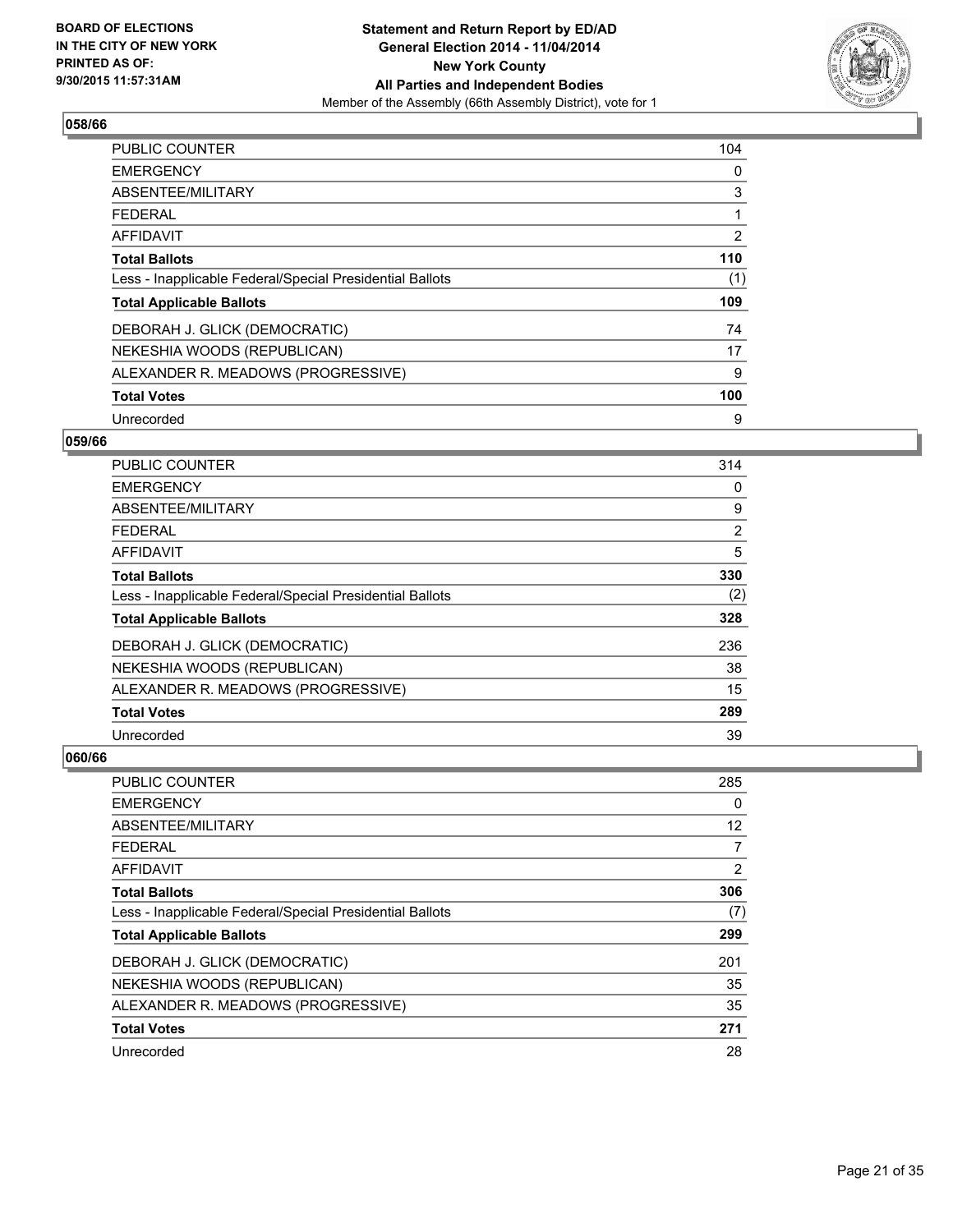**BOARD OF ELECTIONS IN THE CITY OF NEW YORK PRINTED AS OF: 9/30/2015 11:57:31AM**

**Statement and Return Report by ED/AD General Election 2014 - 11/04/2014 New York County All Parties and Independent Bodies**

Member of the Assembly (66th Assembly District), vote for 1

## 058/66

| | |
|---|---|
| PUBLIC COUNTER | 104 |
| EMERGENCY | 0 |
| ABSENTEE/MILITARY | 3 |
| FEDERAL | 1 |
| AFFIDAVIT | 2 |
| **Total Ballots** | **110** |
| Less - Inapplicable Federal/Special Presidential Ballots | (1) |
| **Total Applicable Ballots** | **109** |
| DEBORAH J. GLICK (DEMOCRATIC) | 74 |
| NEKESHIA WOODS (REPUBLICAN) | 17 |
| ALEXANDER R. MEADOWS (PROGRESSIVE) | 9 |
| **Total Votes** | **100** |
| Unrecorded | 9 |

## 059/66

| | |
|---|---|
| PUBLIC COUNTER | 314 |
| EMERGENCY | 0 |
| ABSENTEE/MILITARY | 9 |
| FEDERAL | 2 |
| AFFIDAVIT | 5 |
| **Total Ballots** | **330** |
| Less - Inapplicable Federal/Special Presidential Ballots | (2) |
| **Total Applicable Ballots** | **328** |
| DEBORAH J. GLICK (DEMOCRATIC) | 236 |
| NEKESHIA WOODS (REPUBLICAN) | 38 |
| ALEXANDER R. MEADOWS (PROGRESSIVE) | 15 |
| **Total Votes** | **289** |
| Unrecorded | 39 |

## 060/66

| | |
|---|---|
| PUBLIC COUNTER | 285 |
| EMERGENCY | 0 |
| ABSENTEE/MILITARY | 12 |
| FEDERAL | 7 |
| AFFIDAVIT | 2 |
| **Total Ballots** | **306** |
| Less - Inapplicable Federal/Special Presidential Ballots | (7) |
| **Total Applicable Ballots** | **299** |
| DEBORAH J. GLICK (DEMOCRATIC) | 201 |
| NEKESHIA WOODS (REPUBLICAN) | 35 |
| ALEXANDER R. MEADOWS (PROGRESSIVE) | 35 |
| **Total Votes** | **271** |
| Unrecorded | 28 |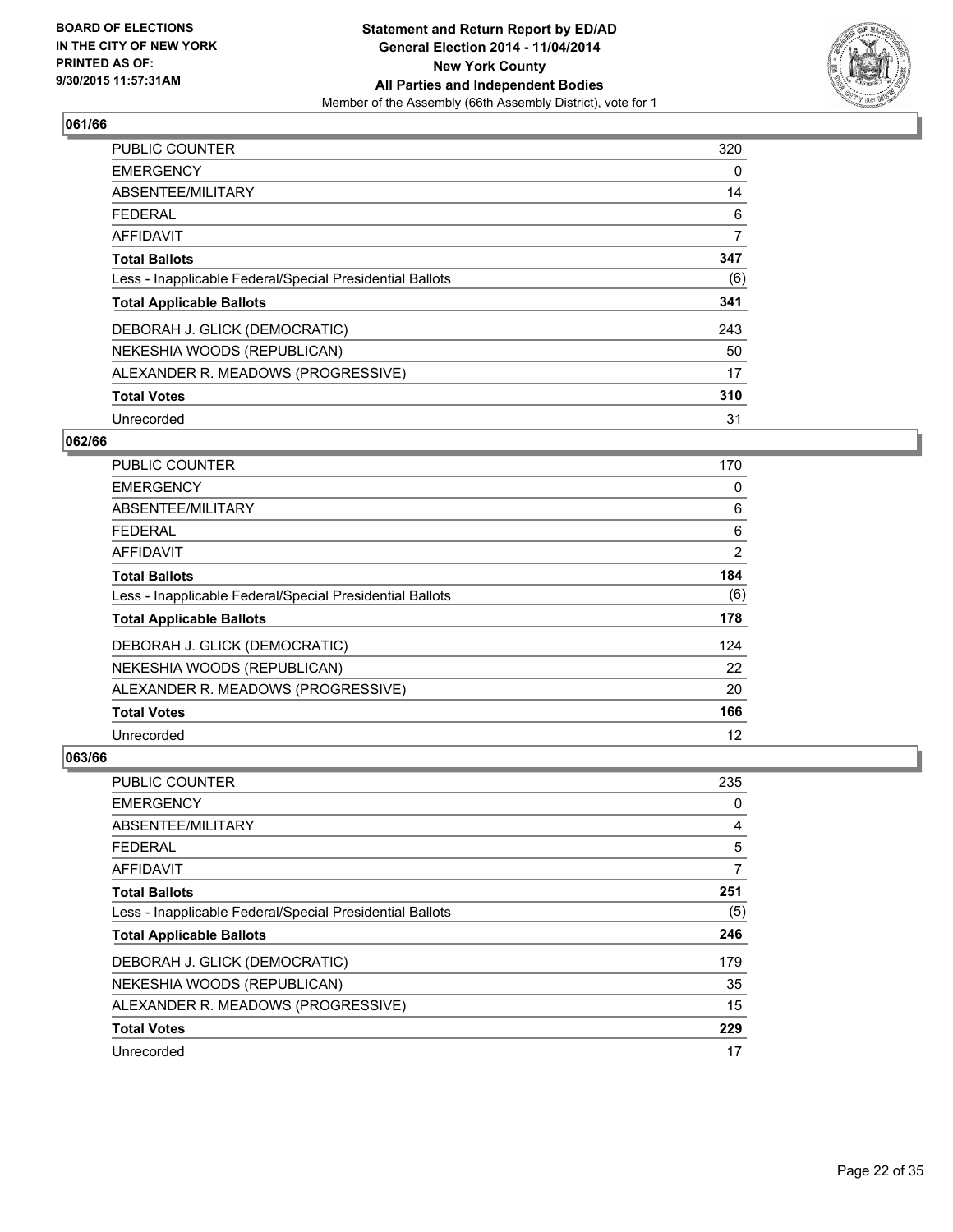**BOARD OF ELECTIONS IN THE CITY OF NEW YORK PRINTED AS OF: 9/30/2015 11:57:31AM**

**Statement and Return Report by ED/AD General Election 2014 - 11/04/2014 New York County All Parties and Independent Bodies**
Member of the Assembly (66th Assembly District), vote for 1

### 061/66

| | |
|---|---|
| PUBLIC COUNTER | 320 |
| EMERGENCY | 0 |
| ABSENTEE/MILITARY | 14 |
| FEDERAL | 6 |
| AFFIDAVIT | 7 |
| **Total Ballots** | **347** |
| Less - Inapplicable Federal/Special Presidential Ballots | (6) |
| **Total Applicable Ballots** | **341** |
| DEBORAH J. GLICK (DEMOCRATIC) | 243 |
| NEKESHIA WOODS (REPUBLICAN) | 50 |
| ALEXANDER R. MEADOWS (PROGRESSIVE) | 17 |
| **Total Votes** | **310** |
| Unrecorded | 31 |

### 062/66

| | |
|---|---|
| PUBLIC COUNTER | 170 |
| EMERGENCY | 0 |
| ABSENTEE/MILITARY | 6 |
| FEDERAL | 6 |
| AFFIDAVIT | 2 |
| **Total Ballots** | **184** |
| Less - Inapplicable Federal/Special Presidential Ballots | (6) |
| **Total Applicable Ballots** | **178** |
| DEBORAH J. GLICK (DEMOCRATIC) | 124 |
| NEKESHIA WOODS (REPUBLICAN) | 22 |
| ALEXANDER R. MEADOWS (PROGRESSIVE) | 20 |
| **Total Votes** | **166** |
| Unrecorded | 12 |

### 063/66

| | |
|---|---|
| PUBLIC COUNTER | 235 |
| EMERGENCY | 0 |
| ABSENTEE/MILITARY | 4 |
| FEDERAL | 5 |
| AFFIDAVIT | 7 |
| **Total Ballots** | **251** |
| Less - Inapplicable Federal/Special Presidential Ballots | (5) |
| **Total Applicable Ballots** | **246** |
| DEBORAH J. GLICK (DEMOCRATIC) | 179 |
| NEKESHIA WOODS (REPUBLICAN) | 35 |
| ALEXANDER R. MEADOWS (PROGRESSIVE) | 15 |
| **Total Votes** | **229** |
| Unrecorded | 17 |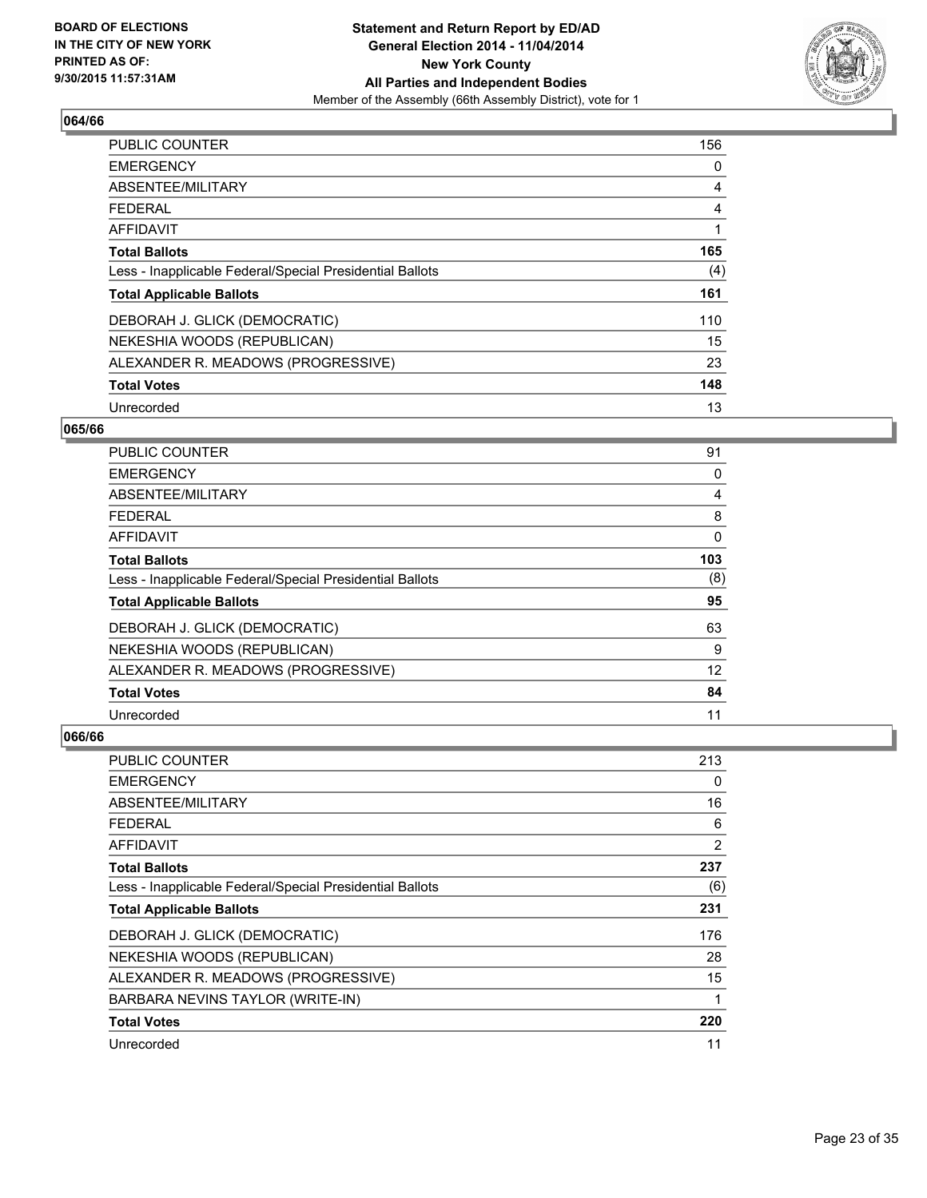**BOARD OF ELECTIONS IN THE CITY OF NEW YORK PRINTED AS OF: 9/30/2015 11:57:31AM**

**Statement and Return Report by ED/AD General Election 2014 - 11/04/2014 New York County All Parties and Independent Bodies**

Member of the Assembly (66th Assembly District), vote for 1

### 064/66

| | |
|---|---|
| PUBLIC COUNTER | 156 |
| EMERGENCY | 0 |
| ABSENTEE/MILITARY | 4 |
| FEDERAL | 4 |
| AFFIDAVIT | 1 |
| **Total Ballots** | **165** |
| Less - Inapplicable Federal/Special Presidential Ballots | (4) |
| **Total Applicable Ballots** | **161** |
| DEBORAH J. GLICK (DEMOCRATIC) | 110 |
| NEKESHIA WOODS (REPUBLICAN) | 15 |
| ALEXANDER R. MEADOWS (PROGRESSIVE) | 23 |
| **Total Votes** | **148** |
| Unrecorded | 13 |

### 065/66

| | |
|---|---|
| PUBLIC COUNTER | 91 |
| EMERGENCY | 0 |
| ABSENTEE/MILITARY | 4 |
| FEDERAL | 8 |
| AFFIDAVIT | 0 |
| **Total Ballots** | **103** |
| Less - Inapplicable Federal/Special Presidential Ballots | (8) |
| **Total Applicable Ballots** | **95** |
| DEBORAH J. GLICK (DEMOCRATIC) | 63 |
| NEKESHIA WOODS (REPUBLICAN) | 9 |
| ALEXANDER R. MEADOWS (PROGRESSIVE) | 12 |
| **Total Votes** | **84** |
| Unrecorded | 11 |

### 066/66

| | |
|---|---|
| PUBLIC COUNTER | 213 |
| EMERGENCY | 0 |
| ABSENTEE/MILITARY | 16 |
| FEDERAL | 6 |
| AFFIDAVIT | 2 |
| **Total Ballots** | **237** |
| Less - Inapplicable Federal/Special Presidential Ballots | (6) |
| **Total Applicable Ballots** | **231** |
| DEBORAH J. GLICK (DEMOCRATIC) | 176 |
| NEKESHIA WOODS (REPUBLICAN) | 28 |
| ALEXANDER R. MEADOWS (PROGRESSIVE) | 15 |
| BARBARA NEVINS TAYLOR (WRITE-IN) | 1 |
| **Total Votes** | **220** |
| Unrecorded | 11 |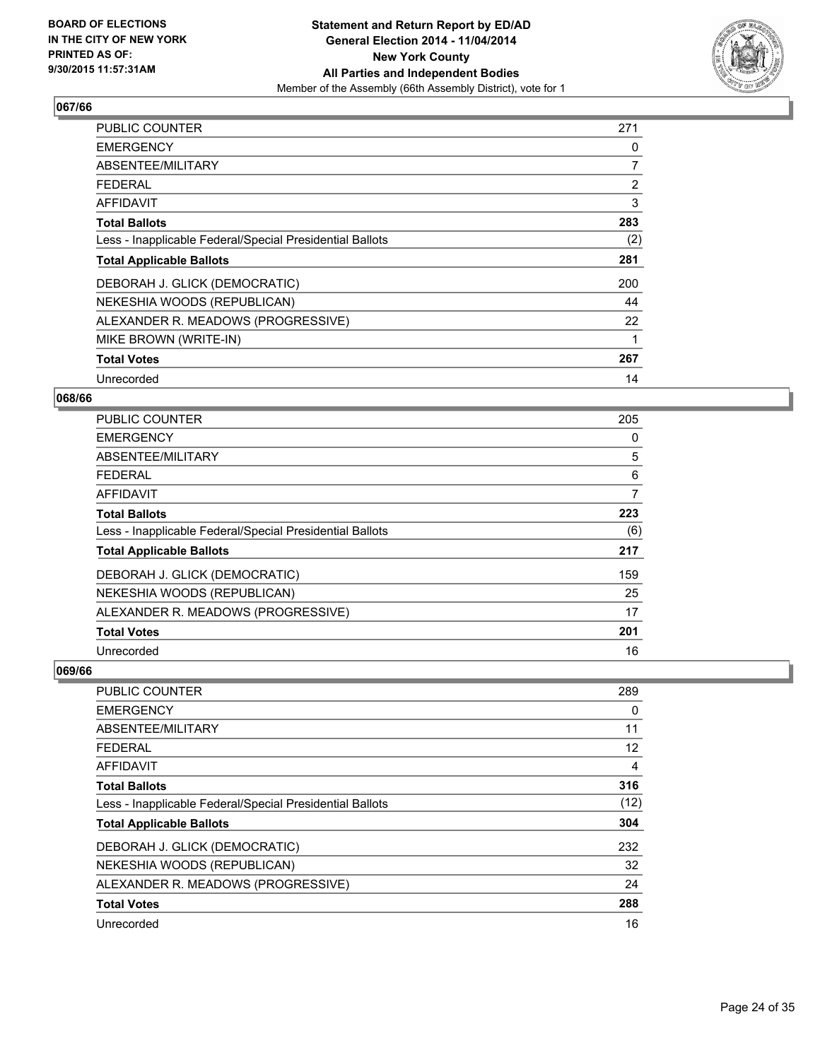**BOARD OF ELECTIONS IN THE CITY OF NEW YORK PRINTED AS OF: 9/30/2015 11:57:31AM**

**Statement and Return Report by ED/AD General Election 2014 - 11/04/2014 New York County All Parties and Independent Bodies**
Member of the Assembly (66th Assembly District), vote for 1

### 067/66

| | |
|---|---|
| PUBLIC COUNTER | 271 |
| EMERGENCY | 0 |
| ABSENTEE/MILITARY | 7 |
| FEDERAL | 2 |
| AFFIDAVIT | 3 |
| **Total Ballots** | **283** |
| Less - Inapplicable Federal/Special Presidential Ballots | (2) |
| **Total Applicable Ballots** | **281** |
| DEBORAH J. GLICK (DEMOCRATIC) | 200 |
| NEKESHIA WOODS (REPUBLICAN) | 44 |
| ALEXANDER R. MEADOWS (PROGRESSIVE) | 22 |
| MIKE BROWN (WRITE-IN) | 1 |
| **Total Votes** | **267** |
| Unrecorded | 14 |

### 068/66

| | |
|---|---|
| PUBLIC COUNTER | 205 |
| EMERGENCY | 0 |
| ABSENTEE/MILITARY | 5 |
| FEDERAL | 6 |
| AFFIDAVIT | 7 |
| **Total Ballots** | **223** |
| Less - Inapplicable Federal/Special Presidential Ballots | (6) |
| **Total Applicable Ballots** | **217** |
| DEBORAH J. GLICK (DEMOCRATIC) | 159 |
| NEKESHIA WOODS (REPUBLICAN) | 25 |
| ALEXANDER R. MEADOWS (PROGRESSIVE) | 17 |
| **Total Votes** | **201** |
| Unrecorded | 16 |

### 069/66

| | |
|---|---|
| PUBLIC COUNTER | 289 |
| EMERGENCY | 0 |
| ABSENTEE/MILITARY | 11 |
| FEDERAL | 12 |
| AFFIDAVIT | 4 |
| **Total Ballots** | **316** |
| Less - Inapplicable Federal/Special Presidential Ballots | (12) |
| **Total Applicable Ballots** | **304** |
| DEBORAH J. GLICK (DEMOCRATIC) | 232 |
| NEKESHIA WOODS (REPUBLICAN) | 32 |
| ALEXANDER R. MEADOWS (PROGRESSIVE) | 24 |
| **Total Votes** | **288** |
| Unrecorded | 16 |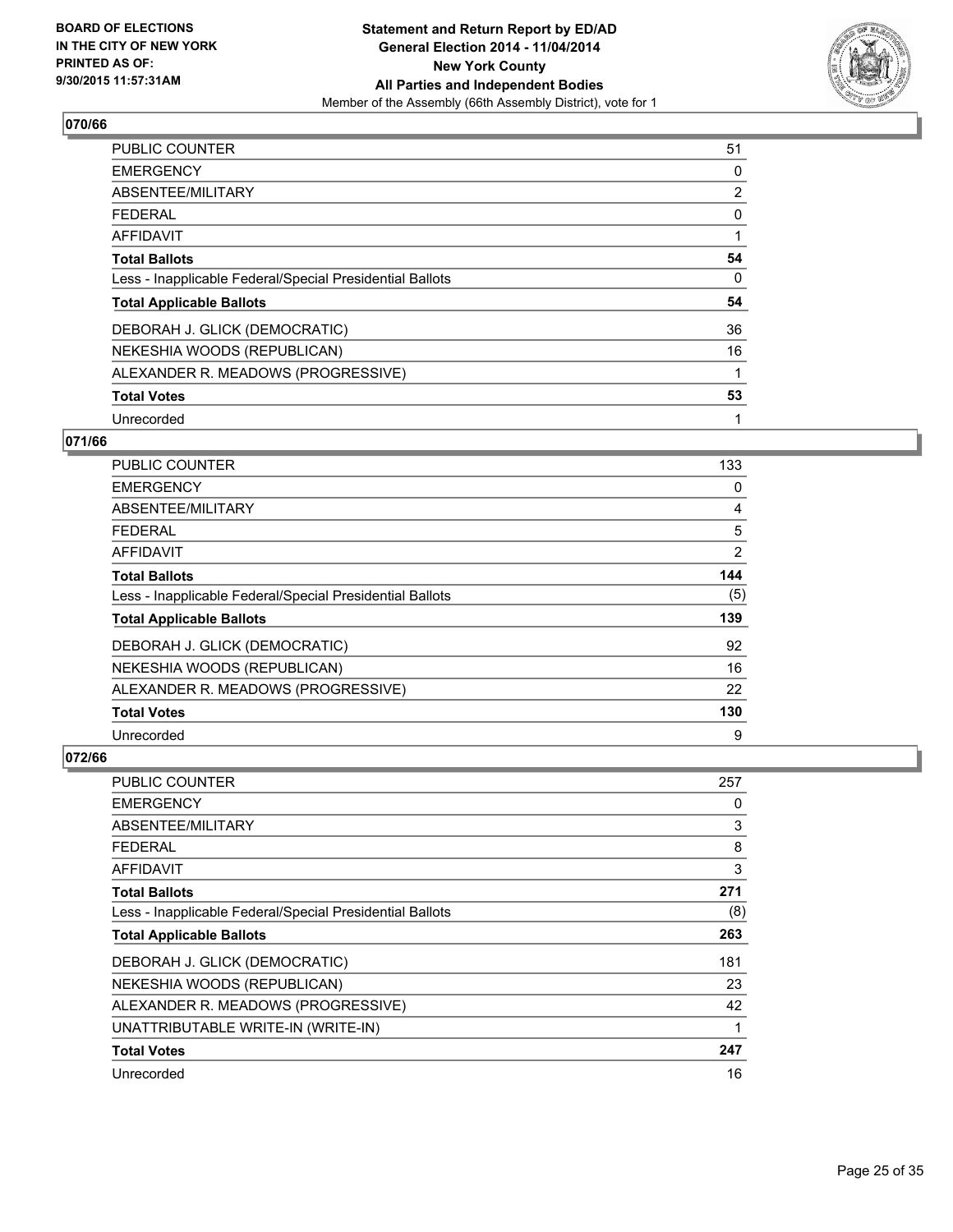## 070/66

| | |
|---|---|
| PUBLIC COUNTER | 51 |
| EMERGENCY | 0 |
| ABSENTEE/MILITARY | 2 |
| FEDERAL | 0 |
| AFFIDAVIT | 1 |
| **Total Ballots** | **54** |
| Less - Inapplicable Federal/Special Presidential Ballots | 0 |
| **Total Applicable Ballots** | **54** |
| DEBORAH J. GLICK (DEMOCRATIC) | 36 |
| NEKESHIA WOODS (REPUBLICAN) | 16 |
| ALEXANDER R. MEADOWS (PROGRESSIVE) | 1 |
| **Total Votes** | **53** |
| Unrecorded | 1 |

## 071/66

| | |
|---|---|
| PUBLIC COUNTER | 133 |
| EMERGENCY | 0 |
| ABSENTEE/MILITARY | 4 |
| FEDERAL | 5 |
| AFFIDAVIT | 2 |
| **Total Ballots** | **144** |
| Less - Inapplicable Federal/Special Presidential Ballots | (5) |
| **Total Applicable Ballots** | **139** |
| DEBORAH J. GLICK (DEMOCRATIC) | 92 |
| NEKESHIA WOODS (REPUBLICAN) | 16 |
| ALEXANDER R. MEADOWS (PROGRESSIVE) | 22 |
| **Total Votes** | **130** |
| Unrecorded | 9 |

## 072/66

| | |
|---|---|
| PUBLIC COUNTER | 257 |
| EMERGENCY | 0 |
| ABSENTEE/MILITARY | 3 |
| FEDERAL | 8 |
| AFFIDAVIT | 3 |
| **Total Ballots** | **271** |
| Less - Inapplicable Federal/Special Presidential Ballots | (8) |
| **Total Applicable Ballots** | **263** |
| DEBORAH J. GLICK (DEMOCRATIC) | 181 |
| NEKESHIA WOODS (REPUBLICAN) | 23 |
| ALEXANDER R. MEADOWS (PROGRESSIVE) | 42 |
| UNATTRIBUTABLE WRITE-IN (WRITE-IN) | 1 |
| **Total Votes** | **247** |
| Unrecorded | 16 |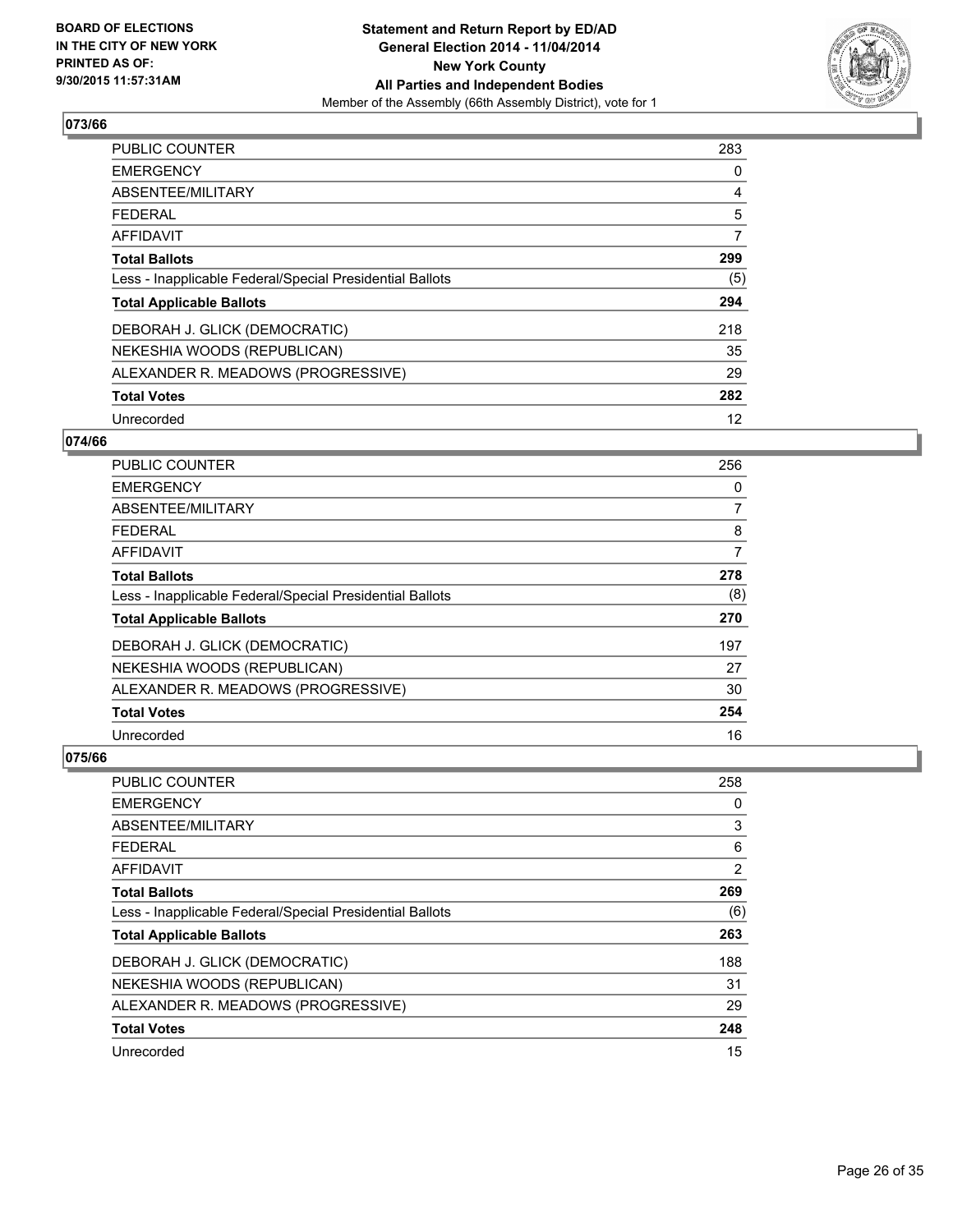**BOARD OF ELECTIONS IN THE CITY OF NEW YORK PRINTED AS OF: 9/30/2015 11:57:31AM**

**Statement and Return Report by ED/AD General Election 2014 - 11/04/2014 New York County All Parties and Independent Bodies**
Member of the Assembly (66th Assembly District), vote for 1

## 073/66

| | |
|---|---|
| PUBLIC COUNTER | 283 |
| EMERGENCY | 0 |
| ABSENTEE/MILITARY | 4 |
| FEDERAL | 5 |
| AFFIDAVIT | 7 |
| **Total Ballots** | **299** |
| Less - Inapplicable Federal/Special Presidential Ballots | (5) |
| **Total Applicable Ballots** | **294** |
| DEBORAH J. GLICK (DEMOCRATIC) | 218 |
| NEKESHIA WOODS (REPUBLICAN) | 35 |
| ALEXANDER R. MEADOWS (PROGRESSIVE) | 29 |
| **Total Votes** | **282** |
| Unrecorded | 12 |

## 074/66

| | |
|---|---|
| PUBLIC COUNTER | 256 |
| EMERGENCY | 0 |
| ABSENTEE/MILITARY | 7 |
| FEDERAL | 8 |
| AFFIDAVIT | 7 |
| **Total Ballots** | **278** |
| Less - Inapplicable Federal/Special Presidential Ballots | (8) |
| **Total Applicable Ballots** | **270** |
| DEBORAH J. GLICK (DEMOCRATIC) | 197 |
| NEKESHIA WOODS (REPUBLICAN) | 27 |
| ALEXANDER R. MEADOWS (PROGRESSIVE) | 30 |
| **Total Votes** | **254** |
| Unrecorded | 16 |

## 075/66

| | |
|---|---|
| PUBLIC COUNTER | 258 |
| EMERGENCY | 0 |
| ABSENTEE/MILITARY | 3 |
| FEDERAL | 6 |
| AFFIDAVIT | 2 |
| **Total Ballots** | **269** |
| Less - Inapplicable Federal/Special Presidential Ballots | (6) |
| **Total Applicable Ballots** | **263** |
| DEBORAH J. GLICK (DEMOCRATIC) | 188 |
| NEKESHIA WOODS (REPUBLICAN) | 31 |
| ALEXANDER R. MEADOWS (PROGRESSIVE) | 29 |
| **Total Votes** | **248** |
| Unrecorded | 15 |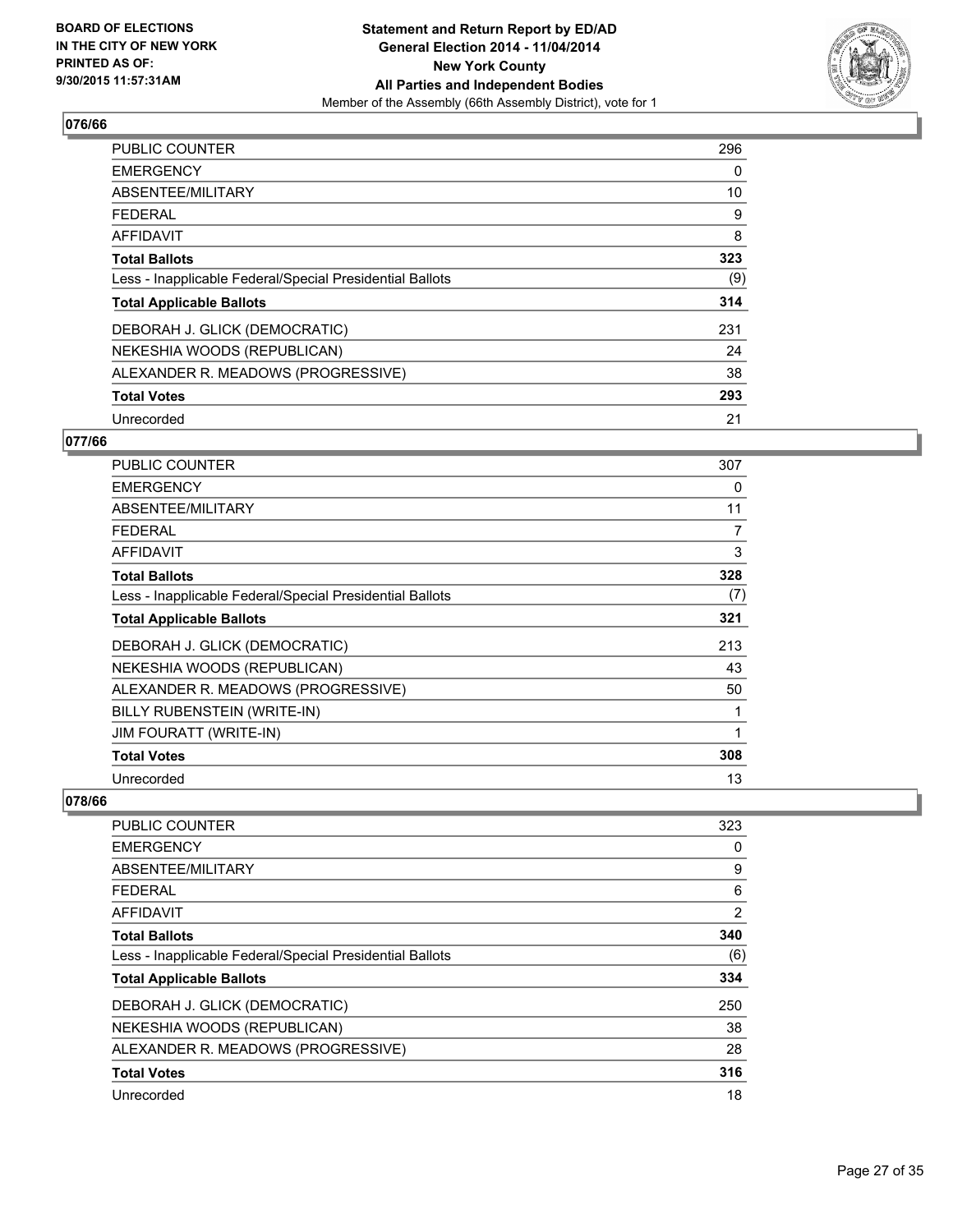## 076/66

| | |
|---|---|
| PUBLIC COUNTER | 296 |
| EMERGENCY | 0 |
| ABSENTEE/MILITARY | 10 |
| FEDERAL | 9 |
| AFFIDAVIT | 8 |
| **Total Ballots** | **323** |
| Less - Inapplicable Federal/Special Presidential Ballots | (9) |
| **Total Applicable Ballots** | **314** |
| DEBORAH J. GLICK (DEMOCRATIC) | 231 |
| NEKESHIA WOODS (REPUBLICAN) | 24 |
| ALEXANDER R. MEADOWS (PROGRESSIVE) | 38 |
| **Total Votes** | **293** |
| Unrecorded | 21 |

## 077/66

| | |
|---|---|
| PUBLIC COUNTER | 307 |
| EMERGENCY | 0 |
| ABSENTEE/MILITARY | 11 |
| FEDERAL | 7 |
| AFFIDAVIT | 3 |
| **Total Ballots** | **328** |
| Less - Inapplicable Federal/Special Presidential Ballots | (7) |
| **Total Applicable Ballots** | **321** |
| DEBORAH J. GLICK (DEMOCRATIC) | 213 |
| NEKESHIA WOODS (REPUBLICAN) | 43 |
| ALEXANDER R. MEADOWS (PROGRESSIVE) | 50 |
| BILLY RUBENSTEIN (WRITE-IN) | 1 |
| JIM FOURATT (WRITE-IN) | 1 |
| **Total Votes** | **308** |
| Unrecorded | 13 |

## 078/66

| | |
|---|---|
| PUBLIC COUNTER | 323 |
| EMERGENCY | 0 |
| ABSENTEE/MILITARY | 9 |
| FEDERAL | 6 |
| AFFIDAVIT | 2 |
| **Total Ballots** | **340** |
| Less - Inapplicable Federal/Special Presidential Ballots | (6) |
| **Total Applicable Ballots** | **334** |
| DEBORAH J. GLICK (DEMOCRATIC) | 250 |
| NEKESHIA WOODS (REPUBLICAN) | 38 |
| ALEXANDER R. MEADOWS (PROGRESSIVE) | 28 |
| **Total Votes** | **316** |
| Unrecorded | 18 |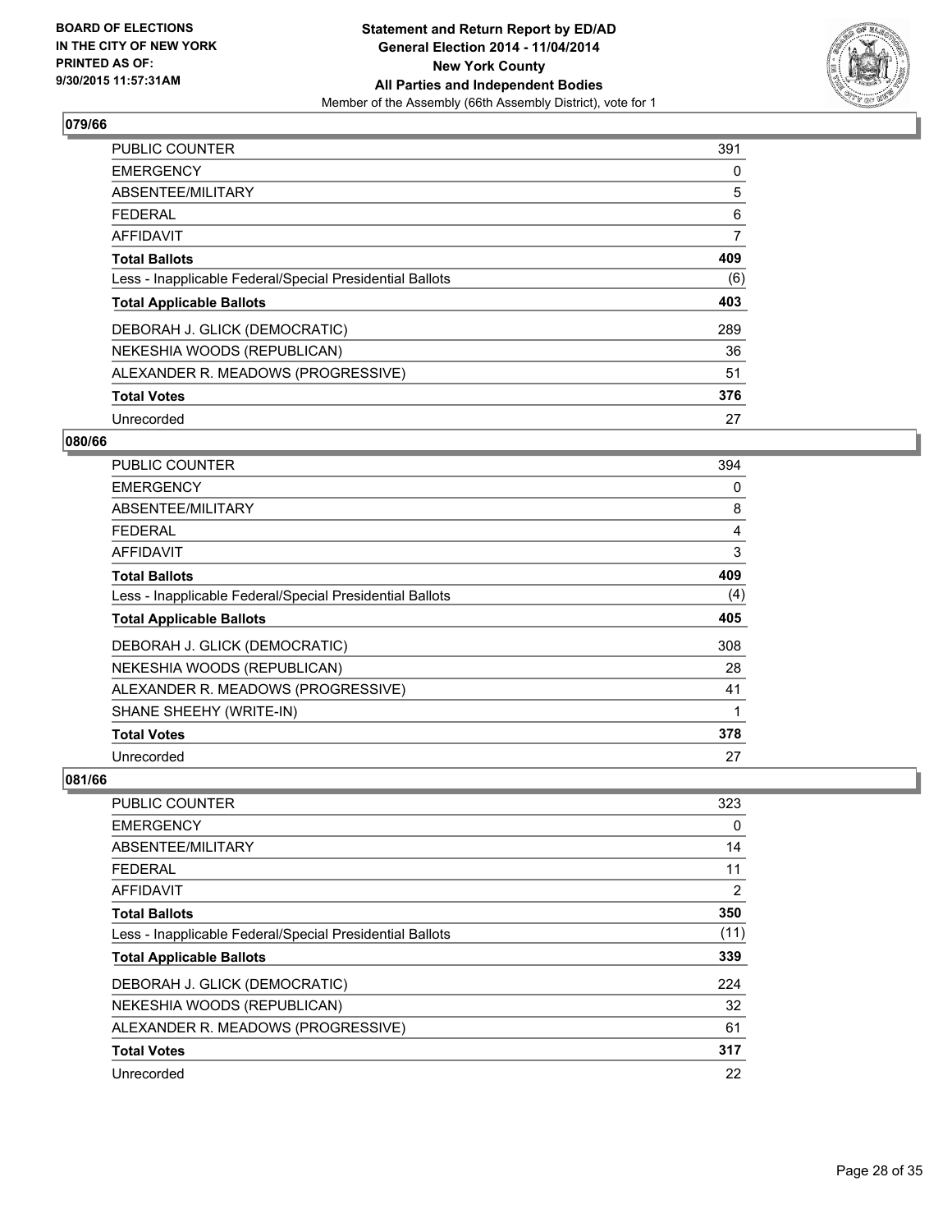**BOARD OF ELECTIONS IN THE CITY OF NEW YORK PRINTED AS OF: 9/30/2015 11:57:31AM**

**Statement and Return Report by ED/AD General Election 2014 - 11/04/2014 New York County All Parties and Independent Bodies**
Member of the Assembly (66th Assembly District), vote for 1

## 079/66

| | |
|---|---|
| PUBLIC COUNTER | 391 |
| EMERGENCY | 0 |
| ABSENTEE/MILITARY | 5 |
| FEDERAL | 6 |
| AFFIDAVIT | 7 |
| **Total Ballots** | **409** |
| Less - Inapplicable Federal/Special Presidential Ballots | (6) |
| **Total Applicable Ballots** | **403** |
| DEBORAH J. GLICK (DEMOCRATIC) | 289 |
| NEKESHIA WOODS (REPUBLICAN) | 36 |
| ALEXANDER R. MEADOWS (PROGRESSIVE) | 51 |
| **Total Votes** | **376** |
| Unrecorded | 27 |

## 080/66

| | |
|---|---|
| PUBLIC COUNTER | 394 |
| EMERGENCY | 0 |
| ABSENTEE/MILITARY | 8 |
| FEDERAL | 4 |
| AFFIDAVIT | 3 |
| **Total Ballots** | **409** |
| Less - Inapplicable Federal/Special Presidential Ballots | (4) |
| **Total Applicable Ballots** | **405** |
| DEBORAH J. GLICK (DEMOCRATIC) | 308 |
| NEKESHIA WOODS (REPUBLICAN) | 28 |
| ALEXANDER R. MEADOWS (PROGRESSIVE) | 41 |
| SHANE SHEEHY (WRITE-IN) | 1 |
| **Total Votes** | **378** |
| Unrecorded | 27 |

## 081/66

| | |
|---|---|
| PUBLIC COUNTER | 323 |
| EMERGENCY | 0 |
| ABSENTEE/MILITARY | 14 |
| FEDERAL | 11 |
| AFFIDAVIT | 2 |
| **Total Ballots** | **350** |
| Less - Inapplicable Federal/Special Presidential Ballots | (11) |
| **Total Applicable Ballots** | **339** |
| DEBORAH J. GLICK (DEMOCRATIC) | 224 |
| NEKESHIA WOODS (REPUBLICAN) | 32 |
| ALEXANDER R. MEADOWS (PROGRESSIVE) | 61 |
| **Total Votes** | **317** |
| Unrecorded | 22 |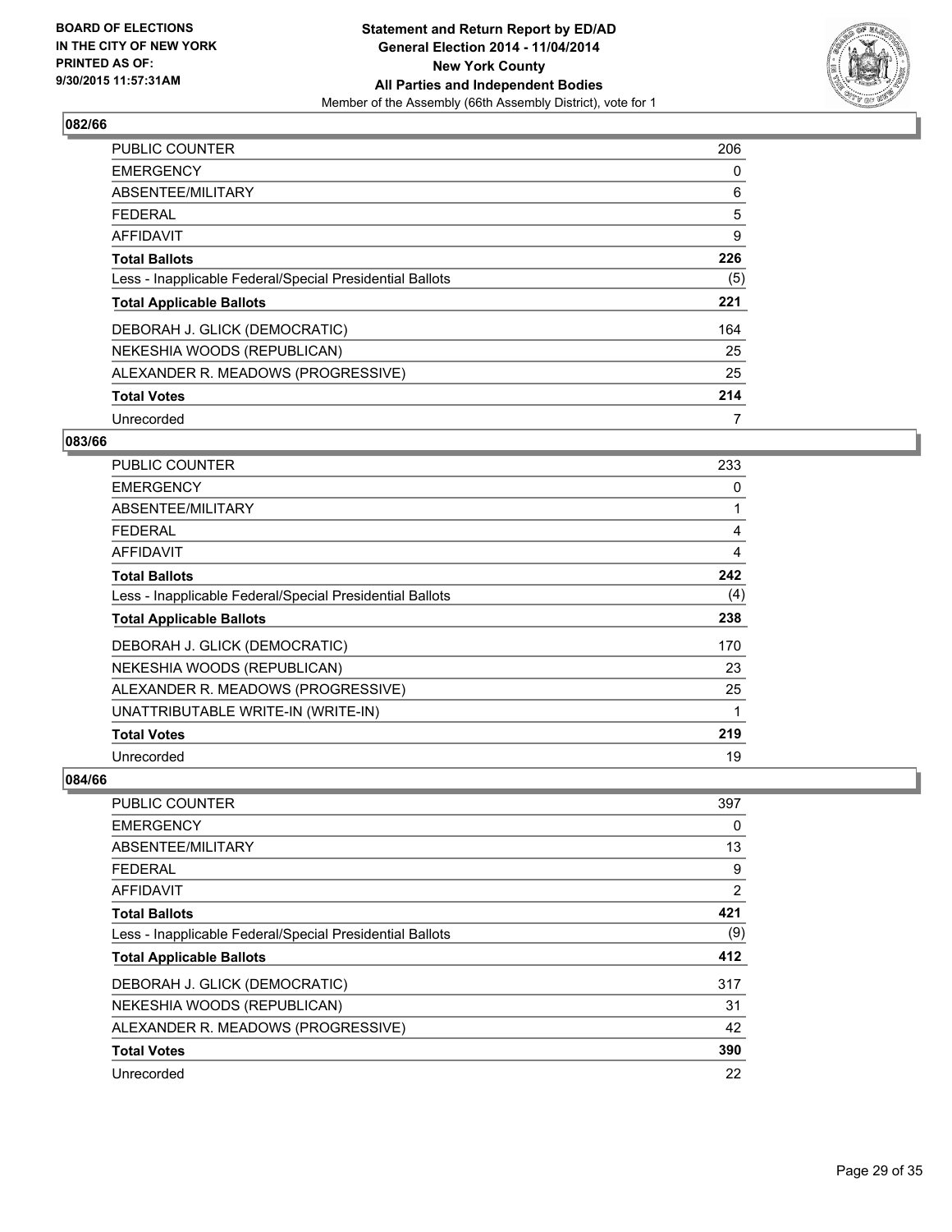**BOARD OF ELECTIONS IN THE CITY OF NEW YORK PRINTED AS OF: 9/30/2015 11:57:31AM**

**Statement and Return Report by ED/AD General Election 2014 - 11/04/2014 New York County All Parties and Independent Bodies**
Member of the Assembly (66th Assembly District), vote for 1

### 082/66

| | |
|---|---|
| PUBLIC COUNTER | 206 |
| EMERGENCY | 0 |
| ABSENTEE/MILITARY | 6 |
| FEDERAL | 5 |
| AFFIDAVIT | 9 |
| **Total Ballots** | **226** |
| Less - Inapplicable Federal/Special Presidential Ballots | (5) |
| **Total Applicable Ballots** | **221** |
| DEBORAH J. GLICK (DEMOCRATIC) | 164 |
| NEKESHIA WOODS (REPUBLICAN) | 25 |
| ALEXANDER R. MEADOWS (PROGRESSIVE) | 25 |
| **Total Votes** | **214** |
| Unrecorded | 7 |

### 083/66

| | |
|---|---|
| PUBLIC COUNTER | 233 |
| EMERGENCY | 0 |
| ABSENTEE/MILITARY | 1 |
| FEDERAL | 4 |
| AFFIDAVIT | 4 |
| **Total Ballots** | **242** |
| Less - Inapplicable Federal/Special Presidential Ballots | (4) |
| **Total Applicable Ballots** | **238** |
| DEBORAH J. GLICK (DEMOCRATIC) | 170 |
| NEKESHIA WOODS (REPUBLICAN) | 23 |
| ALEXANDER R. MEADOWS (PROGRESSIVE) | 25 |
| UNATTRIBUTABLE WRITE-IN (WRITE-IN) | 1 |
| **Total Votes** | **219** |
| Unrecorded | 19 |

### 084/66

| | |
|---|---|
| PUBLIC COUNTER | 397 |
| EMERGENCY | 0 |
| ABSENTEE/MILITARY | 13 |
| FEDERAL | 9 |
| AFFIDAVIT | 2 |
| **Total Ballots** | **421** |
| Less - Inapplicable Federal/Special Presidential Ballots | (9) |
| **Total Applicable Ballots** | **412** |
| DEBORAH J. GLICK (DEMOCRATIC) | 317 |
| NEKESHIA WOODS (REPUBLICAN) | 31 |
| ALEXANDER R. MEADOWS (PROGRESSIVE) | 42 |
| **Total Votes** | **390** |
| Unrecorded | 22 |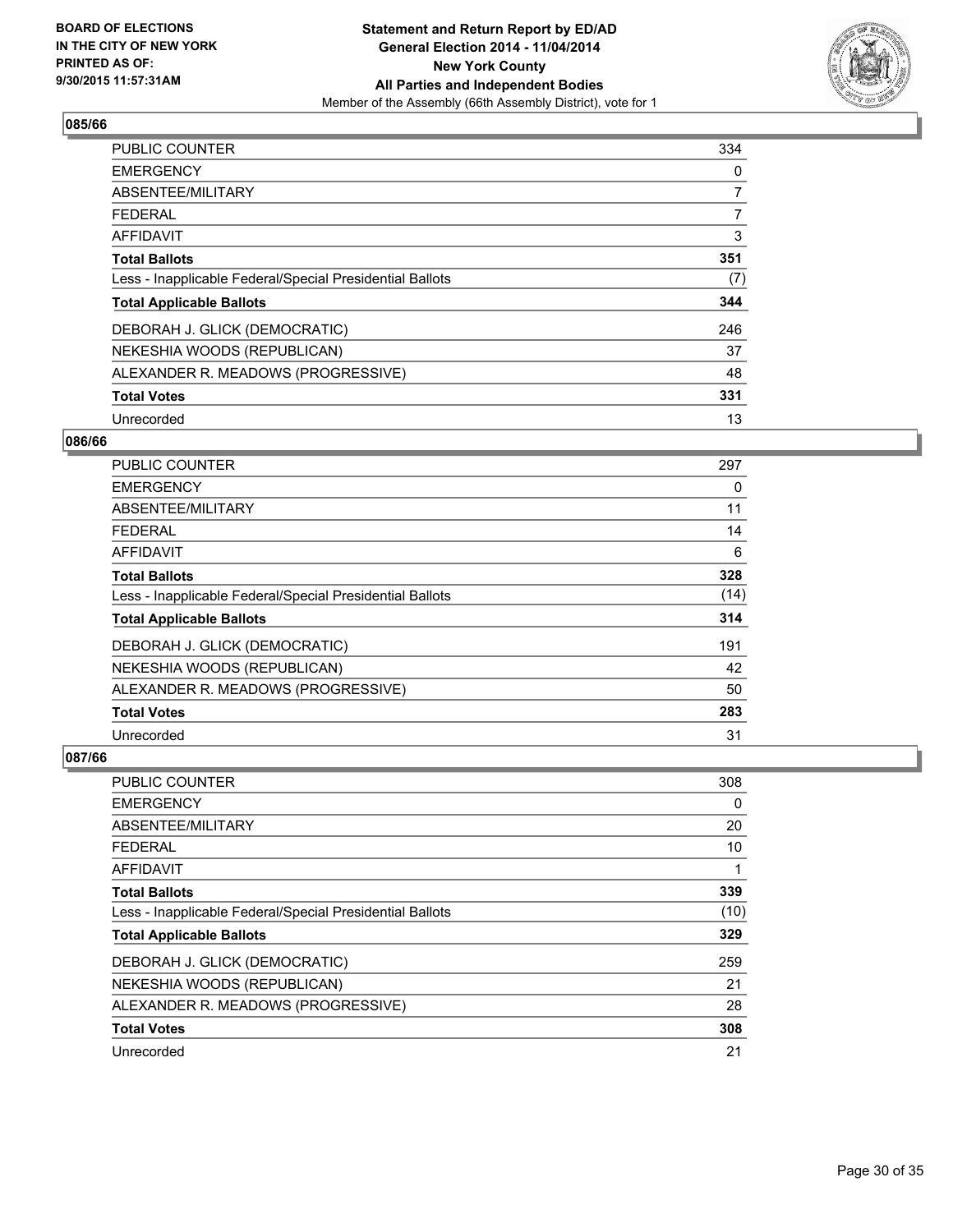## 085/66

| | |
|---|---|
| PUBLIC COUNTER | 334 |
| EMERGENCY | 0 |
| ABSENTEE/MILITARY | 7 |
| FEDERAL | 7 |
| AFFIDAVIT | 3 |
| **Total Ballots** | **351** |
| Less - Inapplicable Federal/Special Presidential Ballots | (7) |
| **Total Applicable Ballots** | **344** |
| DEBORAH J. GLICK (DEMOCRATIC) | 246 |
| NEKESHIA WOODS (REPUBLICAN) | 37 |
| ALEXANDER R. MEADOWS (PROGRESSIVE) | 48 |
| **Total Votes** | **331** |
| Unrecorded | 13 |

## 086/66

| | |
|---|---|
| PUBLIC COUNTER | 297 |
| EMERGENCY | 0 |
| ABSENTEE/MILITARY | 11 |
| FEDERAL | 14 |
| AFFIDAVIT | 6 |
| **Total Ballots** | **328** |
| Less - Inapplicable Federal/Special Presidential Ballots | (14) |
| **Total Applicable Ballots** | **314** |
| DEBORAH J. GLICK (DEMOCRATIC) | 191 |
| NEKESHIA WOODS (REPUBLICAN) | 42 |
| ALEXANDER R. MEADOWS (PROGRESSIVE) | 50 |
| **Total Votes** | **283** |
| Unrecorded | 31 |

## 087/66

| | |
|---|---|
| PUBLIC COUNTER | 308 |
| EMERGENCY | 0 |
| ABSENTEE/MILITARY | 20 |
| FEDERAL | 10 |
| AFFIDAVIT | 1 |
| **Total Ballots** | **339** |
| Less - Inapplicable Federal/Special Presidential Ballots | (10) |
| **Total Applicable Ballots** | **329** |
| DEBORAH J. GLICK (DEMOCRATIC) | 259 |
| NEKESHIA WOODS (REPUBLICAN) | 21 |
| ALEXANDER R. MEADOWS (PROGRESSIVE) | 28 |
| **Total Votes** | **308** |
| Unrecorded | 21 |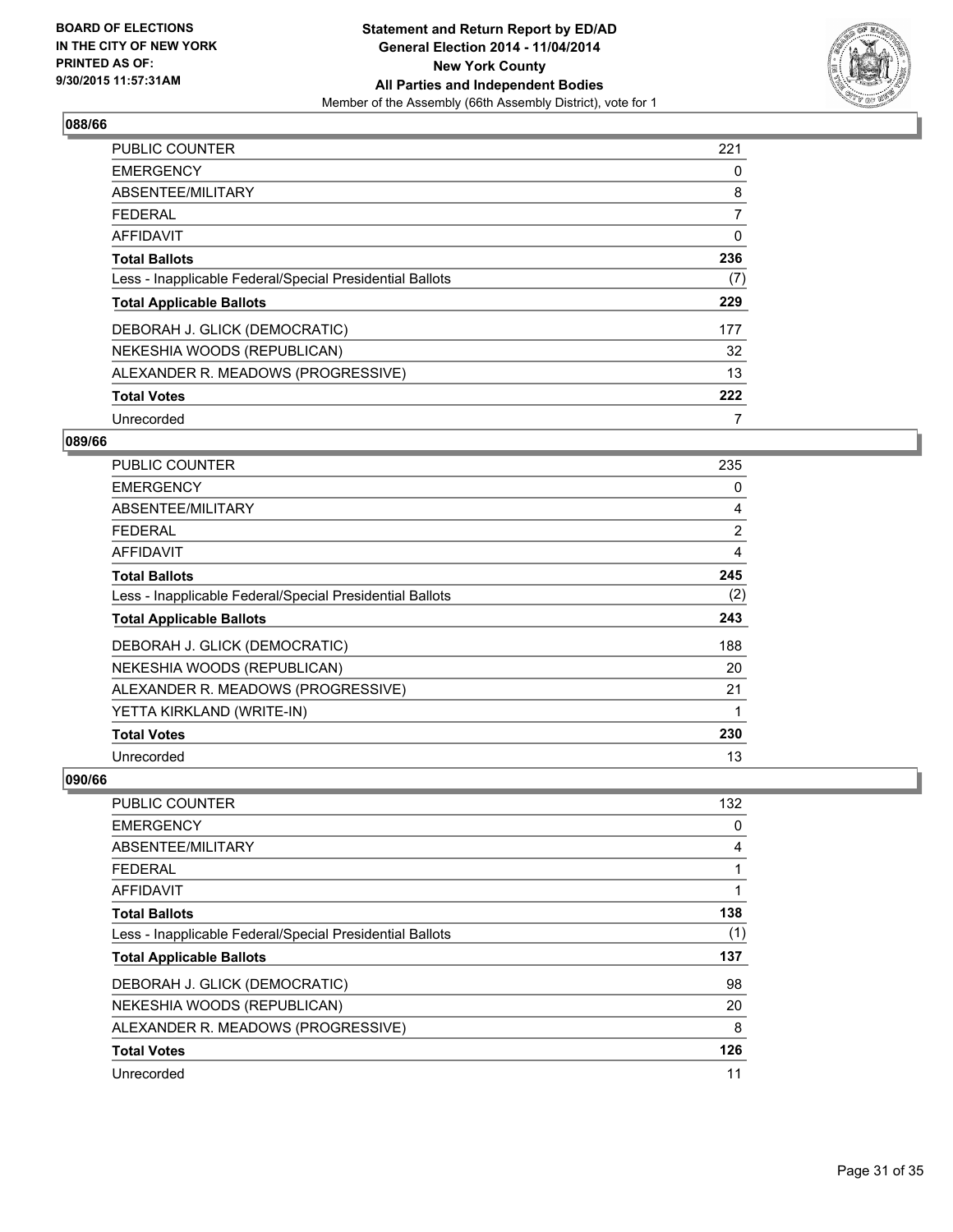## 088/66

| | |
|---|---|
| PUBLIC COUNTER | 221 |
| EMERGENCY | 0 |
| ABSENTEE/MILITARY | 8 |
| FEDERAL | 7 |
| AFFIDAVIT | 0 |
| **Total Ballots** | **236** |
| Less - Inapplicable Federal/Special Presidential Ballots | (7) |
| **Total Applicable Ballots** | **229** |
| DEBORAH J. GLICK (DEMOCRATIC) | 177 |
| NEKESHIA WOODS (REPUBLICAN) | 32 |
| ALEXANDER R. MEADOWS (PROGRESSIVE) | 13 |
| **Total Votes** | **222** |
| Unrecorded | 7 |

## 089/66

| | |
|---|---|
| PUBLIC COUNTER | 235 |
| EMERGENCY | 0 |
| ABSENTEE/MILITARY | 4 |
| FEDERAL | 2 |
| AFFIDAVIT | 4 |
| **Total Ballots** | **245** |
| Less - Inapplicable Federal/Special Presidential Ballots | (2) |
| **Total Applicable Ballots** | **243** |
| DEBORAH J. GLICK (DEMOCRATIC) | 188 |
| NEKESHIA WOODS (REPUBLICAN) | 20 |
| ALEXANDER R. MEADOWS (PROGRESSIVE) | 21 |
| YETTA KIRKLAND (WRITE-IN) | 1 |
| **Total Votes** | **230** |
| Unrecorded | 13 |

## 090/66

| | |
|---|---|
| PUBLIC COUNTER | 132 |
| EMERGENCY | 0 |
| ABSENTEE/MILITARY | 4 |
| FEDERAL | 1 |
| AFFIDAVIT | 1 |
| **Total Ballots** | **138** |
| Less - Inapplicable Federal/Special Presidential Ballots | (1) |
| **Total Applicable Ballots** | **137** |
| DEBORAH J. GLICK (DEMOCRATIC) | 98 |
| NEKESHIA WOODS (REPUBLICAN) | 20 |
| ALEXANDER R. MEADOWS (PROGRESSIVE) | 8 |
| **Total Votes** | **126** |
| Unrecorded | 11 |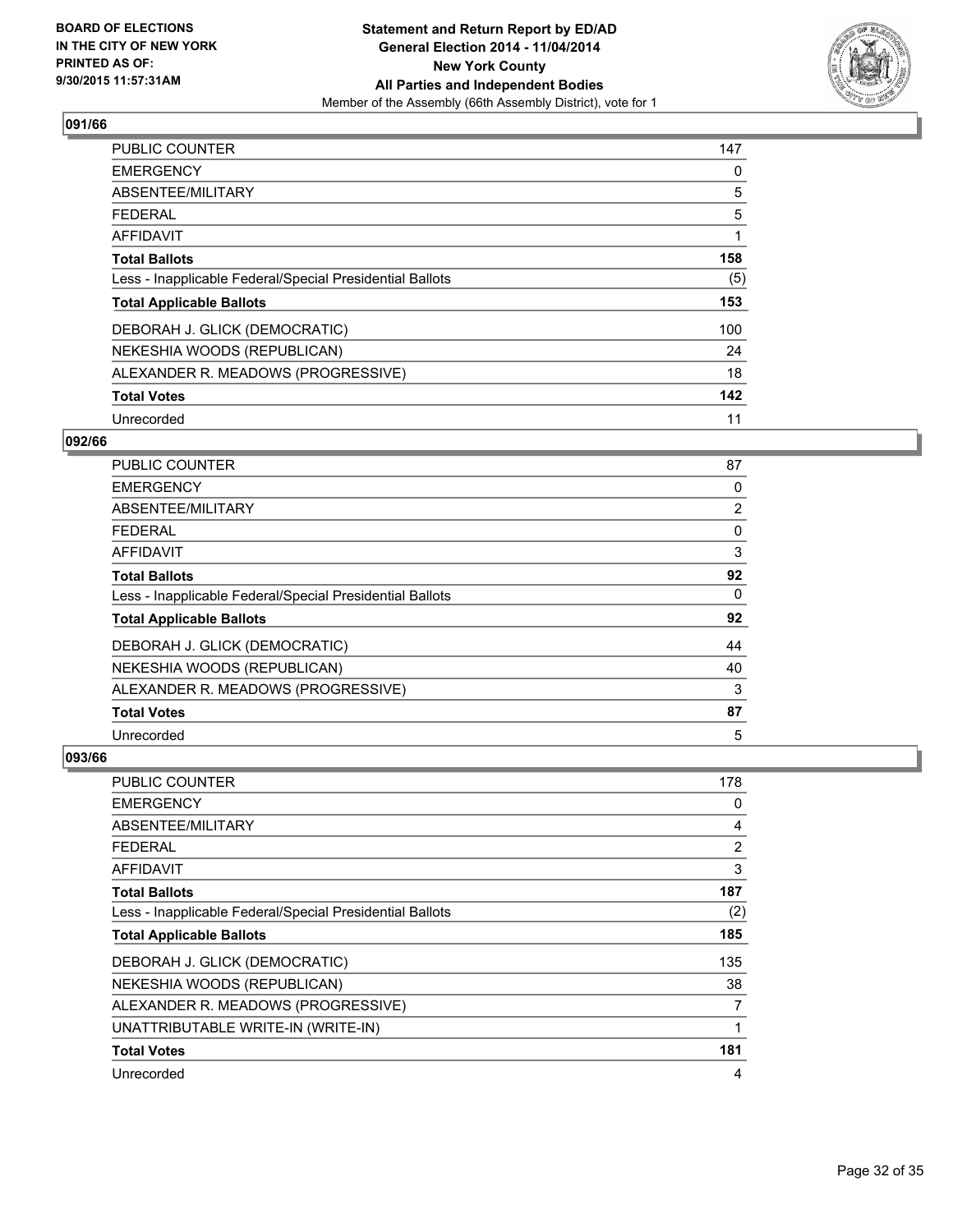**BOARD OF ELECTIONS IN THE CITY OF NEW YORK PRINTED AS OF: 9/30/2015 11:57:31AM**

**Statement and Return Report by ED/AD General Election 2014 - 11/04/2014 New York County All Parties and Independent Bodies**

Member of the Assembly (66th Assembly District), vote for 1

### 091/66

| | |
|---|---|
| PUBLIC COUNTER | 147 |
| EMERGENCY | 0 |
| ABSENTEE/MILITARY | 5 |
| FEDERAL | 5 |
| AFFIDAVIT | 1 |
| **Total Ballots** | **158** |
| Less - Inapplicable Federal/Special Presidential Ballots | (5) |
| **Total Applicable Ballots** | **153** |
| DEBORAH J. GLICK (DEMOCRATIC) | 100 |
| NEKESHIA WOODS (REPUBLICAN) | 24 |
| ALEXANDER R. MEADOWS (PROGRESSIVE) | 18 |
| **Total Votes** | **142** |
| Unrecorded | 11 |

### 092/66

| | |
|---|---|
| PUBLIC COUNTER | 87 |
| EMERGENCY | 0 |
| ABSENTEE/MILITARY | 2 |
| FEDERAL | 0 |
| AFFIDAVIT | 3 |
| **Total Ballots** | **92** |
| Less - Inapplicable Federal/Special Presidential Ballots | 0 |
| **Total Applicable Ballots** | **92** |
| DEBORAH J. GLICK (DEMOCRATIC) | 44 |
| NEKESHIA WOODS (REPUBLICAN) | 40 |
| ALEXANDER R. MEADOWS (PROGRESSIVE) | 3 |
| **Total Votes** | **87** |
| Unrecorded | 5 |

### 093/66

| | |
|---|---|
| PUBLIC COUNTER | 178 |
| EMERGENCY | 0 |
| ABSENTEE/MILITARY | 4 |
| FEDERAL | 2 |
| AFFIDAVIT | 3 |
| **Total Ballots** | **187** |
| Less - Inapplicable Federal/Special Presidential Ballots | (2) |
| **Total Applicable Ballots** | **185** |
| DEBORAH J. GLICK (DEMOCRATIC) | 135 |
| NEKESHIA WOODS (REPUBLICAN) | 38 |
| ALEXANDER R. MEADOWS (PROGRESSIVE) | 7 |
| UNATTRIBUTABLE WRITE-IN (WRITE-IN) | 1 |
| **Total Votes** | **181** |
| Unrecorded | 4 |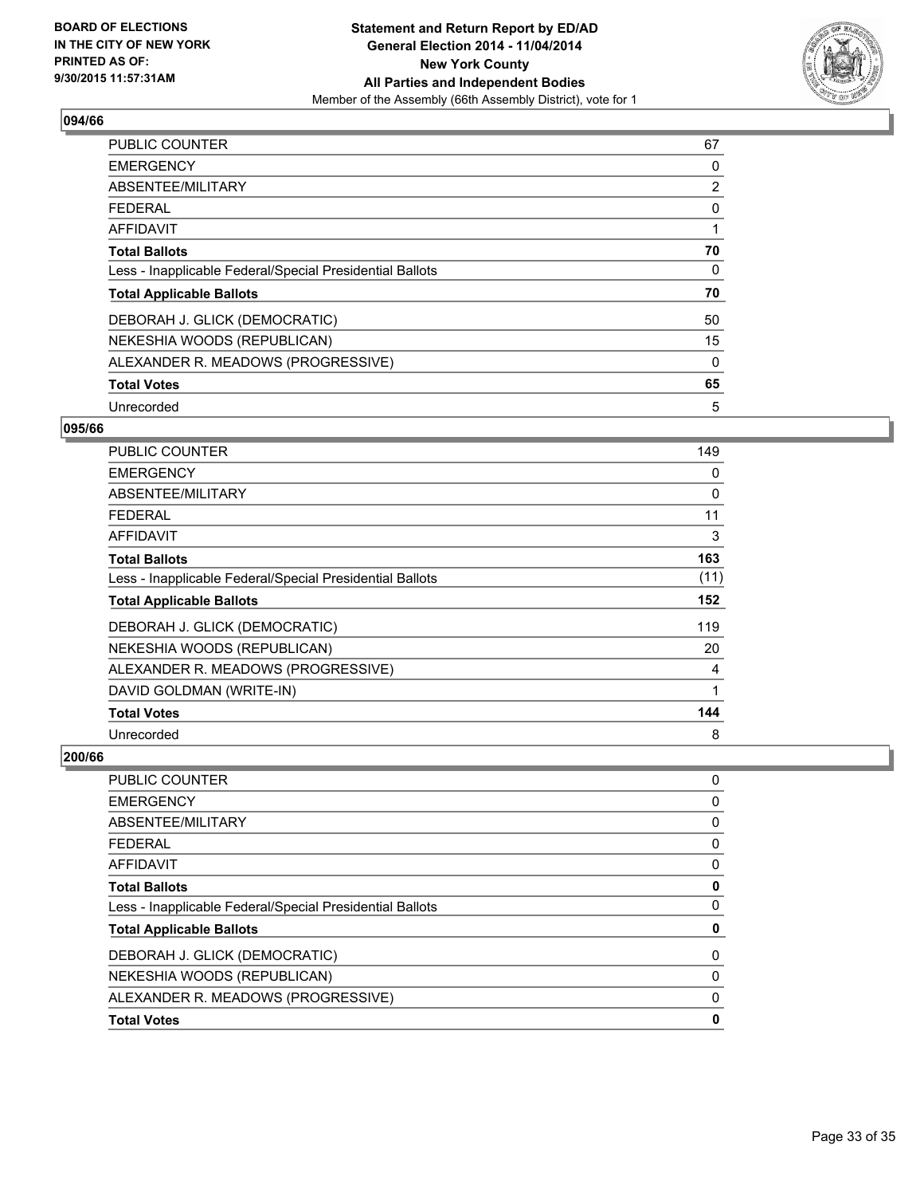### 094/66

| | |
|---|---|
| PUBLIC COUNTER | 67 |
| EMERGENCY | 0 |
| ABSENTEE/MILITARY | 2 |
| FEDERAL | 0 |
| AFFIDAVIT | 1 |
| **Total Ballots** | **70** |
| Less - Inapplicable Federal/Special Presidential Ballots | 0 |
| **Total Applicable Ballots** | **70** |
| DEBORAH J. GLICK (DEMOCRATIC) | 50 |
| NEKESHIA WOODS (REPUBLICAN) | 15 |
| ALEXANDER R. MEADOWS (PROGRESSIVE) | 0 |
| **Total Votes** | **65** |
| Unrecorded | 5 |

### 095/66

| | |
|---|---|
| PUBLIC COUNTER | 149 |
| EMERGENCY | 0 |
| ABSENTEE/MILITARY | 0 |
| FEDERAL | 11 |
| AFFIDAVIT | 3 |
| **Total Ballots** | **163** |
| Less - Inapplicable Federal/Special Presidential Ballots | (11) |
| **Total Applicable Ballots** | **152** |
| DEBORAH J. GLICK (DEMOCRATIC) | 119 |
| NEKESHIA WOODS (REPUBLICAN) | 20 |
| ALEXANDER R. MEADOWS (PROGRESSIVE) | 4 |
| DAVID GOLDMAN (WRITE-IN) | 1 |
| **Total Votes** | **144** |
| Unrecorded | 8 |

### 200/66

| | |
|---|---|
| PUBLIC COUNTER | 0 |
| EMERGENCY | 0 |
| ABSENTEE/MILITARY | 0 |
| FEDERAL | 0 |
| AFFIDAVIT | 0 |
| **Total Ballots** | **0** |
| Less - Inapplicable Federal/Special Presidential Ballots | 0 |
| **Total Applicable Ballots** | **0** |
| DEBORAH J. GLICK (DEMOCRATIC) | 0 |
| NEKESHIA WOODS (REPUBLICAN) | 0 |
| ALEXANDER R. MEADOWS (PROGRESSIVE) | 0 |
| **Total Votes** | **0** |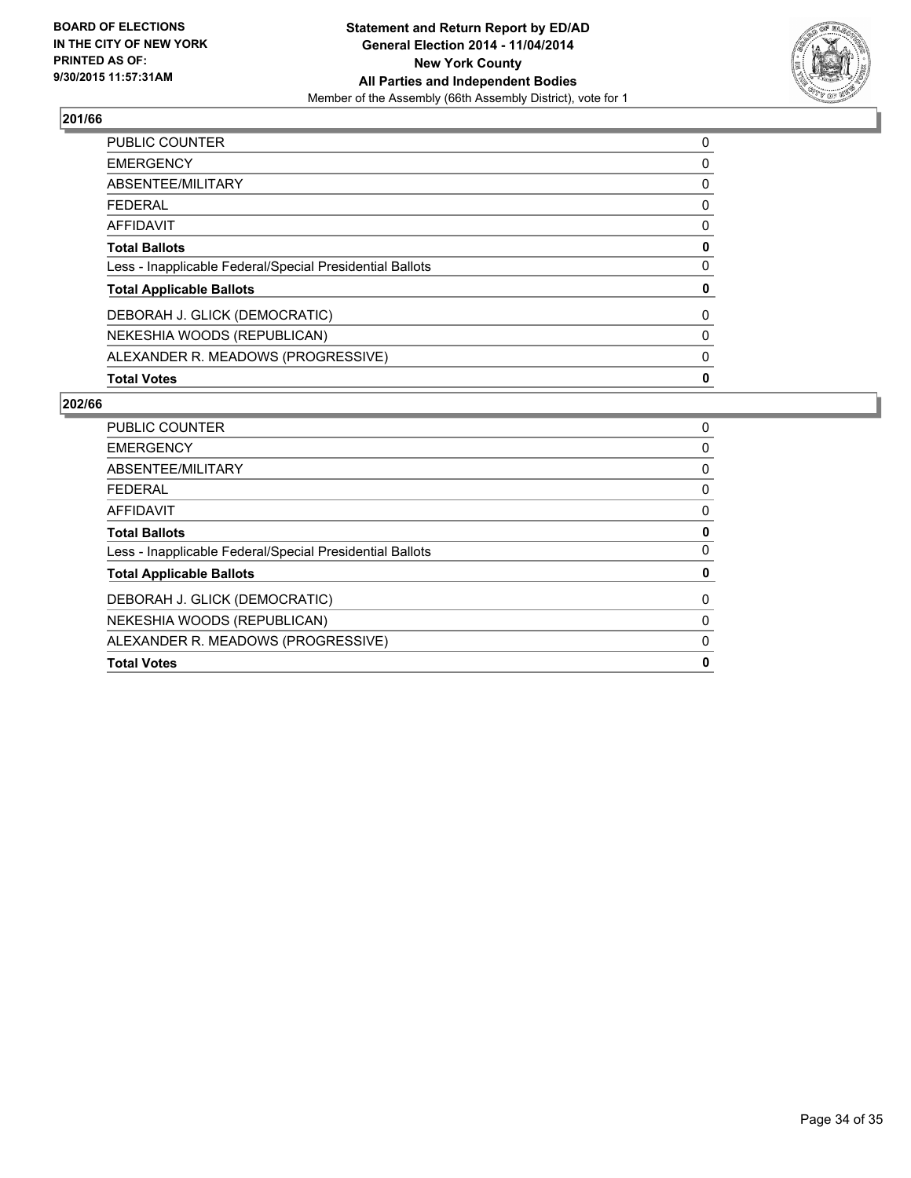**BOARD OF ELECTIONS IN THE CITY OF NEW YORK PRINTED AS OF: 9/30/2015 11:57:31AM**

**Statement and Return Report by ED/AD General Election 2014 - 11/04/2014 New York County All Parties and Independent Bodies**
Member of the Assembly (66th Assembly District), vote for 1

## 201/66

| | |
|---|---|
| PUBLIC COUNTER | 0 |
| EMERGENCY | 0 |
| ABSENTEE/MILITARY | 0 |
| FEDERAL | 0 |
| AFFIDAVIT | 0 |
| **Total Ballots** | **0** |
| Less - Inapplicable Federal/Special Presidential Ballots | 0 |
| **Total Applicable Ballots** | **0** |
| DEBORAH J. GLICK (DEMOCRATIC) | 0 |
| NEKESHIA WOODS (REPUBLICAN) | 0 |
| ALEXANDER R. MEADOWS (PROGRESSIVE) | 0 |
| **Total Votes** | **0** |

## 202/66

| | |
|---|---|
| PUBLIC COUNTER | 0 |
| EMERGENCY | 0 |
| ABSENTEE/MILITARY | 0 |
| FEDERAL | 0 |
| AFFIDAVIT | 0 |
| **Total Ballots** | **0** |
| Less - Inapplicable Federal/Special Presidential Ballots | 0 |
| **Total Applicable Ballots** | **0** |
| DEBORAH J. GLICK (DEMOCRATIC) | 0 |
| NEKESHIA WOODS (REPUBLICAN) | 0 |
| ALEXANDER R. MEADOWS (PROGRESSIVE) | 0 |
| **Total Votes** | **0** |